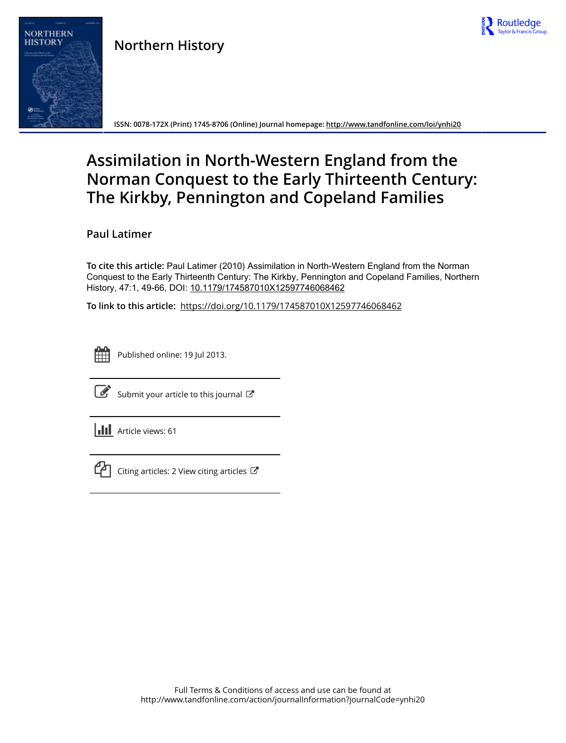Northern History

ISSN: 0078-172X (Print) 1745-8706 (Online) Journal homepage: http://www.tandfonline.com/loi/ynhi20

# Assimilation in North-Western England from the Norman Conquest to the Early Thirteenth Century: The Kirkby, Pennington and Copeland Families

**Paul Latimer**

**To cite this article:** Paul Latimer (2010) Assimilation in North-Western England from the Norman Conquest to the Early Thirteenth Century: The Kirkby, Pennington and Copeland Families, Northern History, 47:1, 49-66, DOI: 10.1179/174587010X12597746068462

**To link to this article:** https://doi.org/10.1179/174587010X12597746068462

Published online: 19 Jul 2013.

Submit your article to this journal

Article views: 61

Citing articles: 2 View citing articles

Full Terms & Conditions of access and use can be found at
http://www.tandfonline.com/action/journalInformation?journalCode=ynhi20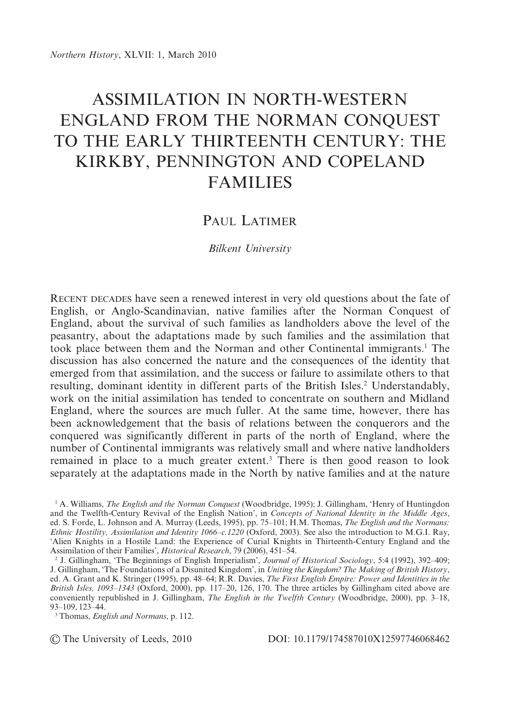# ASSIMILATION IN NORTH-WESTERN ENGLAND FROM THE NORMAN CONQUEST TO THE EARLY THIRTEENTH CENTURY: THE KIRKBY, PENNINGTON AND COPELAND FAMILIES

PAUL LATIMER

*Bilkent University*

RECENT DECADES have seen a renewed interest in very old questions about the fate of English, or Anglo-Scandinavian, native families after the Norman Conquest of England, about the survival of such families as landholders above the level of the peasantry, about the adaptations made by such families and the assimilation that took place between them and the Norman and other Continental immigrants.[1] The discussion has also concerned the nature and the consequences of the identity that emerged from that assimilation, and the success or failure to assimilate others to that resulting, dominant identity in different parts of the British Isles.[2] Understandably, work on the initial assimilation has tended to concentrate on southern and Midland England, where the sources are much fuller. At the same time, however, there has been acknowledgement that the basis of relations between the conquerors and the conquered was significantly different in parts of the north of England, where the number of Continental immigrants was relatively small and where native landholders remained in place to a much greater extent.[3] There is then good reason to look separately at the adaptations made in the North by native families and at the nature

[1] A. Williams, *The English and the Norman Conquest* (Woodbridge, 1995); J. Gillingham, 'Henry of Huntingdon and the Twelfth-Century Revival of the English Nation', in *Concepts of National Identity in the Middle Ages*, ed. S. Forde, L. Johnson and A. Murray (Leeds, 1995), pp. 75–101; H.M. Thomas, *The English and the Normans: Ethnic Hostility, Assimilation and Identity 1066–c.1220* (Oxford, 2003). See also the introduction to M.G.I. Ray, 'Alien Knights in a Hostile Land: the Experience of Curial Knights in Thirteenth-Century England and the Assimilation of their Families', *Historical Research*, 79 (2006), 451–54.

[2] J. Gillingham, 'The Beginnings of English Imperialism', *Journal of Historical Sociology*, 5:4 (1992), 392–409; J. Gillingham, 'The Foundations of a Disunited Kingdom', in *Uniting the Kingdom? The Making of British History*, ed. A. Grant and K. Stringer (1995), pp. 48–64; R.R. Davies, *The First English Empire: Power and Identities in the British Isles, 1093–1343* (Oxford, 2000), pp. 117–20, 126, 170. The three articles by Gillingham cited above are conveniently republished in J. Gillingham, *The English in the Twelfth Century* (Woodbridge, 2000), pp. 3–18, 93–109, 123–44.

[3] Thomas, *English and Normans*, p. 112.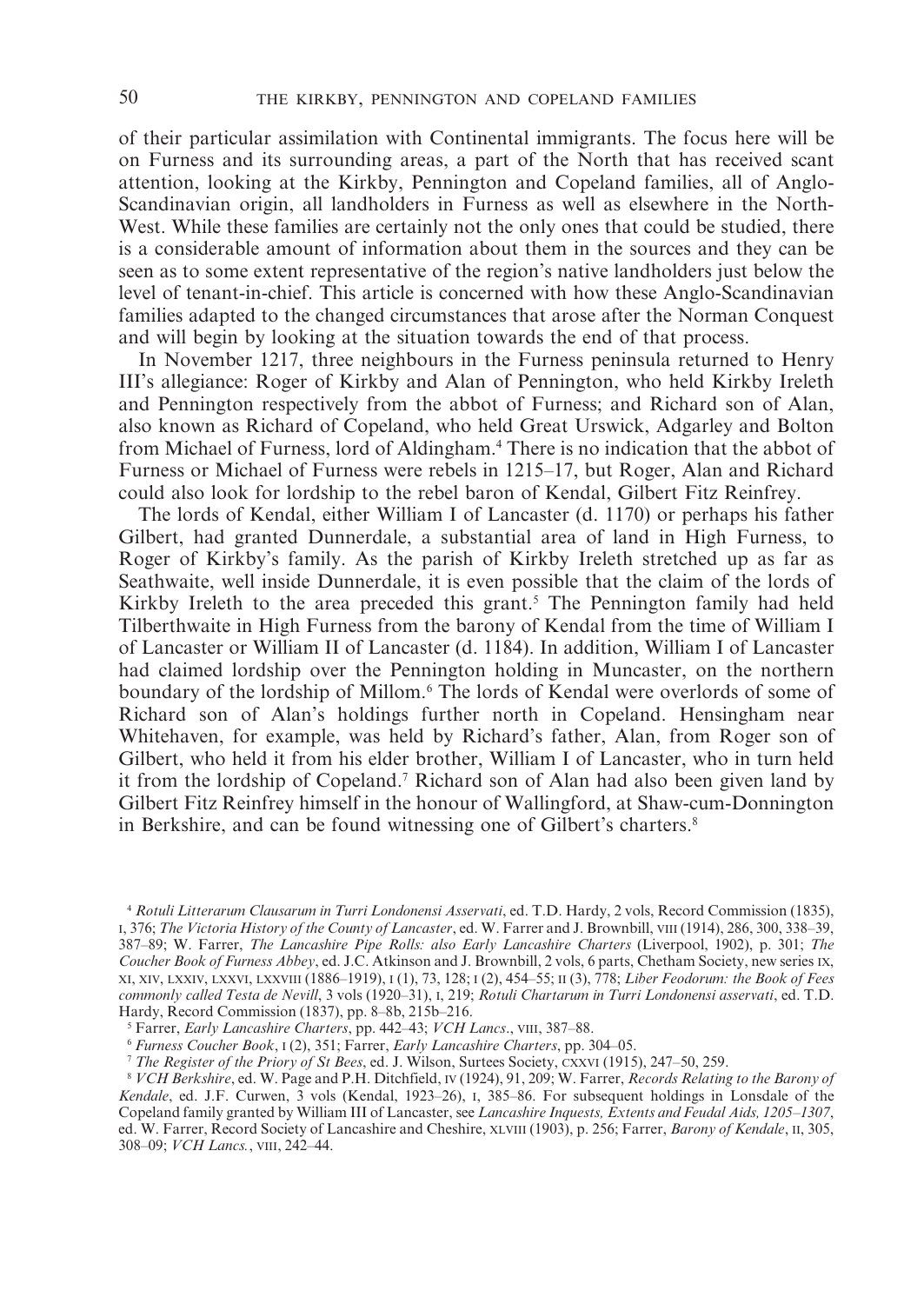of their particular assimilation with Continental immigrants. The focus here will be on Furness and its surrounding areas, a part of the North that has received scant attention, looking at the Kirkby, Pennington and Copeland families, all of Anglo-Scandinavian origin, all landholders in Furness as well as elsewhere in the North-West. While these families are certainly not the only ones that could be studied, there is a considerable amount of information about them in the sources and they can be seen as to some extent representative of the region's native landholders just below the level of tenant-in-chief. This article is concerned with how these Anglo-Scandinavian families adapted to the changed circumstances that arose after the Norman Conquest and will begin by looking at the situation towards the end of that process.

In November 1217, three neighbours in the Furness peninsula returned to Henry III's allegiance: Roger of Kirkby and Alan of Pennington, who held Kirkby Ireleth and Pennington respectively from the abbot of Furness; and Richard son of Alan, also known as Richard of Copeland, who held Great Urswick, Adgarley and Bolton from Michael of Furness, lord of Aldingham.[4] There is no indication that the abbot of Furness or Michael of Furness were rebels in 1215–17, but Roger, Alan and Richard could also look for lordship to the rebel baron of Kendal, Gilbert Fitz Reinfrey.

The lords of Kendal, either William I of Lancaster (d. 1170) or perhaps his father Gilbert, had granted Dunnerdale, a substantial area of land in High Furness, to Roger of Kirkby's family. As the parish of Kirkby Ireleth stretched up as far as Seathwaite, well inside Dunnerdale, it is even possible that the claim of the lords of Kirkby Ireleth to the area preceded this grant.[5] The Pennington family had held Tilberthwaite in High Furness from the barony of Kendal from the time of William I of Lancaster or William II of Lancaster (d. 1184). In addition, William I of Lancaster had claimed lordship over the Pennington holding in Muncaster, on the northern boundary of the lordship of Millom.[6] The lords of Kendal were overlords of some of Richard son of Alan's holdings further north in Copeland. Hensingham near Whitehaven, for example, was held by Richard's father, Alan, from Roger son of Gilbert, who held it from his elder brother, William I of Lancaster, who in turn held it from the lordship of Copeland.[7] Richard son of Alan had also been given land by Gilbert Fitz Reinfrey himself in the honour of Wallingford, at Shaw-cum-Donnington in Berkshire, and can be found witnessing one of Gilbert's charters.[8]

[4] *Rotuli Litterarum Clausarum in Turri Londonensi Asservati*, ed. T.D. Hardy, 2 vols, Record Commission (1835), I, 376; *The Victoria History of the County of Lancaster*, ed. W. Farrer and J. Brownbill, VIII (1914), 286, 300, 338–39, 387–89; W. Farrer, *The Lancashire Pipe Rolls: also Early Lancashire Charters* (Liverpool, 1902), p. 301; *The Coucher Book of Furness Abbey*, ed. J.C. Atkinson and J. Brownbill, 2 vols, 6 parts, Chetham Society, new series IX, XI, XIV, LXXIV, LXXVI, LXXVIII (1886–1919), I (1), 73, 128; I (2), 454–55; II (3), 778; *Liber Feodorum: the Book of Fees commonly called Testa de Nevill*, 3 vols (1920–31), I, 219; *Rotuli Chartarum in Turri Londonensi asservati*, ed. T.D. Hardy, Record Commission (1837), pp. 8–8b, 215b–216.

[5] Farrer, *Early Lancashire Charters*, pp. 442–43; *VCH Lancs*., VIII, 387–88.

[6] *Furness Coucher Book*, I (2), 351; Farrer, *Early Lancashire Charters*, pp. 304–05.

[7] *The Register of the Priory of St Bees*, ed. J. Wilson, Surtees Society, CXXVI (1915), 247–50, 259.

[8] *VCH Berkshire*, ed. W. Page and P.H. Ditchfield, IV (1924), 91, 209; W. Farrer, *Records Relating to the Barony of Kendale*, ed. J.F. Curwen, 3 vols (Kendal, 1923–26), I, 385–86. For subsequent holdings in Lonsdale of the Copeland family granted by William III of Lancaster, see *Lancashire Inquests, Extents and Feudal Aids, 1205–1307*, ed. W. Farrer, Record Society of Lancashire and Cheshire, XLVIII (1903), p. 256; Farrer, *Barony of Kendale*, II, 305, 308–09; *VCH Lancs.*, VIII, 242–44.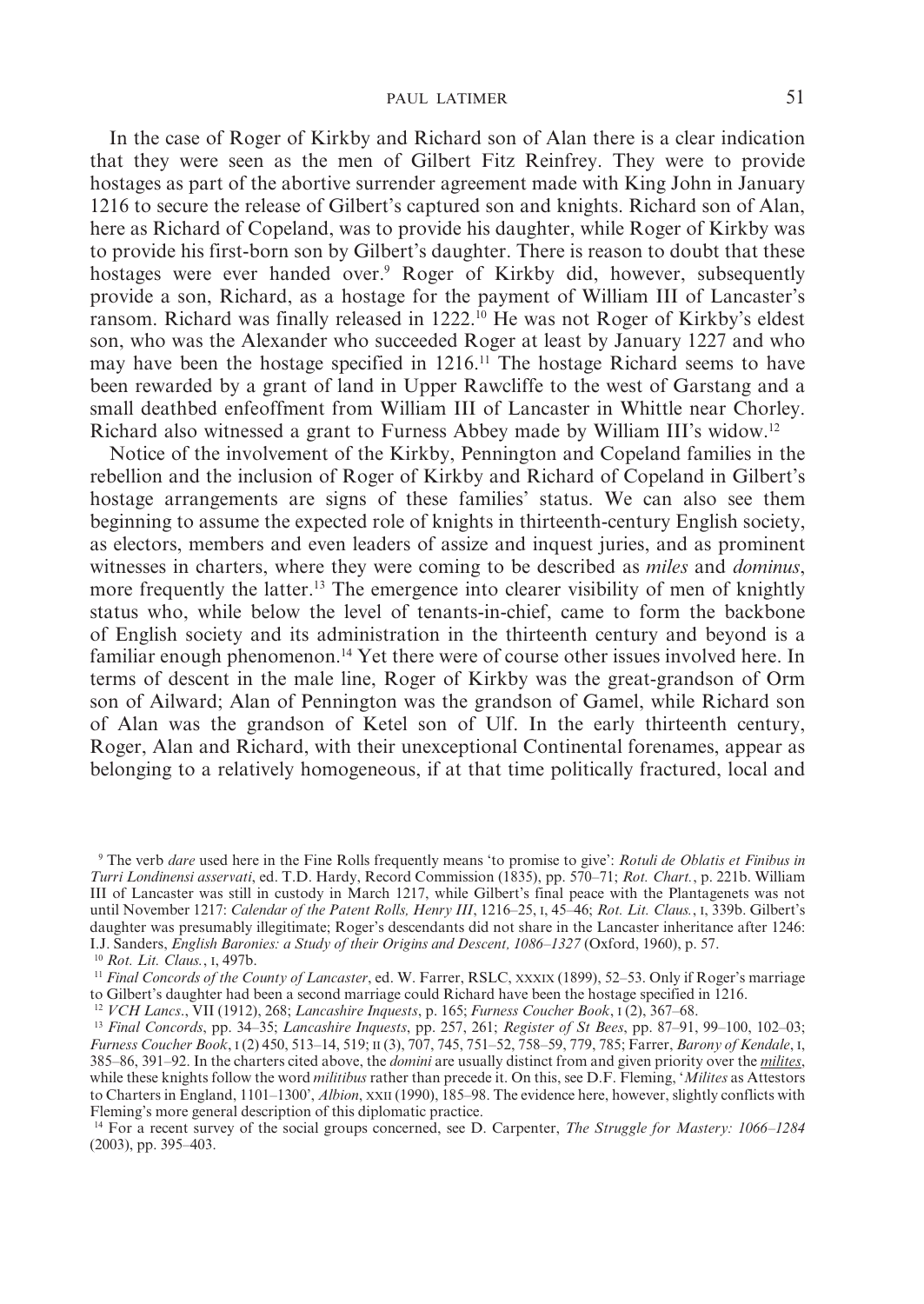In the case of Roger of Kirkby and Richard son of Alan there is a clear indication that they were seen as the men of Gilbert Fitz Reinfrey. They were to provide hostages as part of the abortive surrender agreement made with King John in January 1216 to secure the release of Gilbert's captured son and knights. Richard son of Alan, here as Richard of Copeland, was to provide his daughter, while Roger of Kirkby was to provide his first-born son by Gilbert's daughter. There is reason to doubt that these hostages were ever handed over.[9] Roger of Kirkby did, however, subsequently provide a son, Richard, as a hostage for the payment of William III of Lancaster's ransom. Richard was finally released in 1222.[10] He was not Roger of Kirkby's eldest son, who was the Alexander who succeeded Roger at least by January 1227 and who may have been the hostage specified in 1216.[11] The hostage Richard seems to have been rewarded by a grant of land in Upper Rawcliffe to the west of Garstang and a small deathbed enfeoffment from William III of Lancaster in Whittle near Chorley. Richard also witnessed a grant to Furness Abbey made by William III's widow.[12]

Notice of the involvement of the Kirkby, Pennington and Copeland families in the rebellion and the inclusion of Roger of Kirkby and Richard of Copeland in Gilbert's hostage arrangements are signs of these families' status. We can also see them beginning to assume the expected role of knights in thirteenth-century English society, as electors, members and even leaders of assize and inquest juries, and as prominent witnesses in charters, where they were coming to be described as *miles* and *dominus*, more frequently the latter.[13] The emergence into clearer visibility of men of knightly status who, while below the level of tenants-in-chief, came to form the backbone of English society and its administration in the thirteenth century and beyond is a familiar enough phenomenon.[14] Yet there were of course other issues involved here. In terms of descent in the male line, Roger of Kirkby was the great-grandson of Orm son of Ailward; Alan of Pennington was the grandson of Gamel, while Richard son of Alan was the grandson of Ketel son of Ulf. In the early thirteenth century, Roger, Alan and Richard, with their unexceptional Continental forenames, appear as belonging to a relatively homogeneous, if at that time politically fractured, local and

---

[9] The verb *dare* used here in the Fine Rolls frequently means 'to promise to give': *Rotuli de Oblatis et Finibus in Turri Londinensi asservati*, ed. T.D. Hardy, Record Commission (1835), pp. 570–71; *Rot. Chart.*, p. 221b. William III of Lancaster was still in custody in March 1217, while Gilbert's final peace with the Plantagenets was not until November 1217: *Calendar of the Patent Rolls, Henry III*, 1216–25, I, 45–46; *Rot. Lit. Claus.*, I, 339b. Gilbert's daughter was presumably illegitimate; Roger's descendants did not share in the Lancaster inheritance after 1246: I.J. Sanders, *English Baronies: a Study of their Origins and Descent, 1086–1327* (Oxford, 1960), p. 57.

[10] *Rot. Lit. Claus.*, I, 497b.

[11] *Final Concords of the County of Lancaster*, ed. W. Farrer, RSLC, XXXIX (1899), 52–53. Only if Roger's marriage to Gilbert's daughter had been a second marriage could Richard have been the hostage specified in 1216.

[12] *VCH Lancs*., VII (1912), 268; *Lancashire Inquests*, p. 165; *Furness Coucher Book*, I (2), 367–68.

[13] *Final Concords*, pp. 34–35; *Lancashire Inquests*, pp. 257, 261; *Register of St Bees*, pp. 87–91, 99–100, 102–03; *Furness Coucher Book*, I (2) 450, 513–14, 519; II (3), 707, 745, 751–52, 758–59, 779, 785; Farrer, *Barony of Kendale*, I, 385–86, 391–92. In the charters cited above, the *domini* are usually distinct from and given priority over the *milites*, while these knights follow the word *militibus* rather than precede it. On this, see D.F. Fleming, '*Milites* as Attestors to Charters in England, 1101–1300', *Albion*, XXII (1990), 185–98. The evidence here, however, slightly conflicts with Fleming's more general description of this diplomatic practice.

[14] For a recent survey of the social groups concerned, see D. Carpenter, *The Struggle for Mastery: 1066–1284* (2003), pp. 395–403.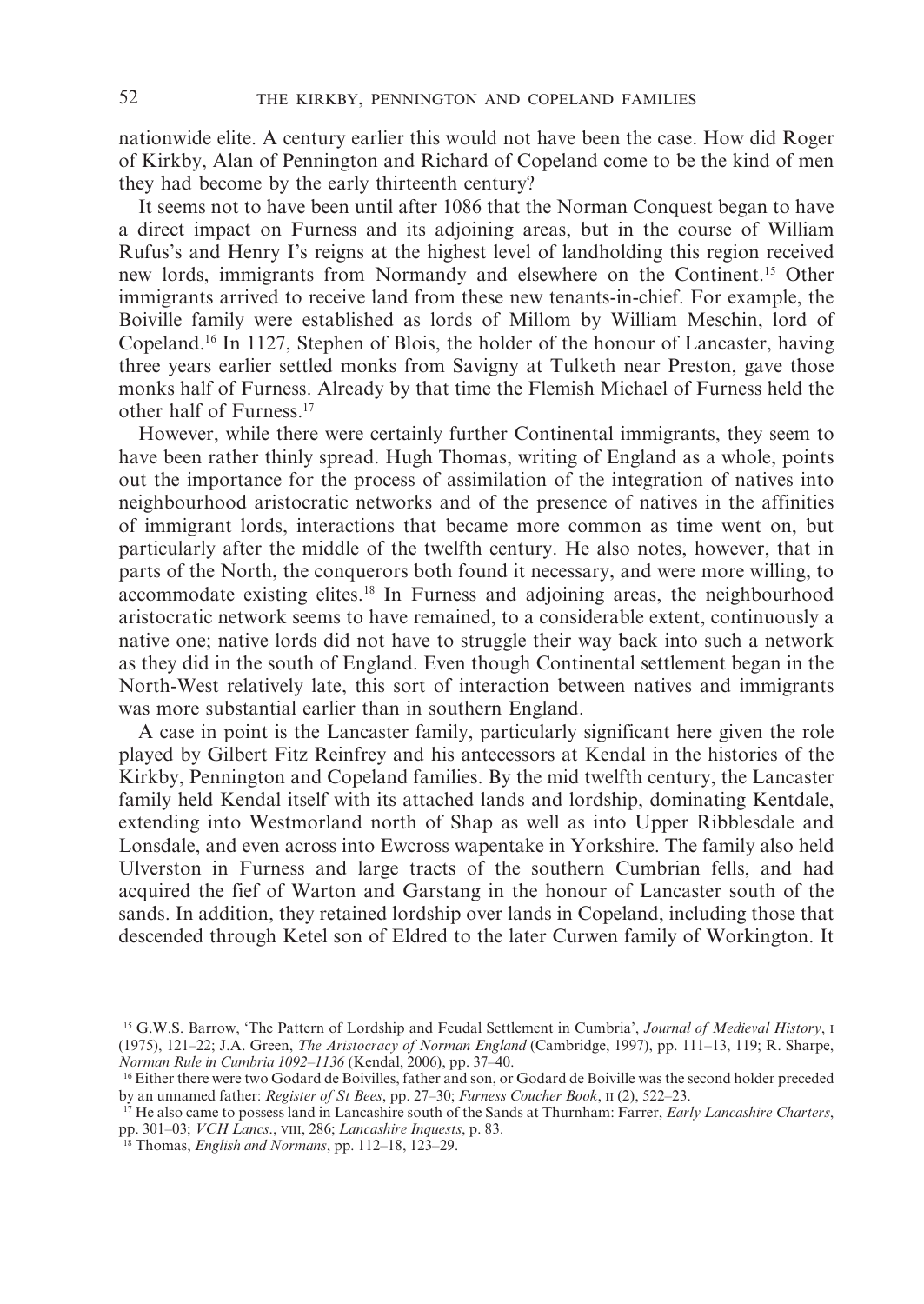nationwide elite. A century earlier this would not have been the case. How did Roger of Kirkby, Alan of Pennington and Richard of Copeland come to be the kind of men they had become by the early thirteenth century?

It seems not to have been until after 1086 that the Norman Conquest began to have a direct impact on Furness and its adjoining areas, but in the course of William Rufus's and Henry I's reigns at the highest level of landholding this region received new lords, immigrants from Normandy and elsewhere on the Continent.[15] Other immigrants arrived to receive land from these new tenants-in-chief. For example, the Boiville family were established as lords of Millom by William Meschin, lord of Copeland.[16] In 1127, Stephen of Blois, the holder of the honour of Lancaster, having three years earlier settled monks from Savigny at Tulketh near Preston, gave those monks half of Furness. Already by that time the Flemish Michael of Furness held the other half of Furness.[17]

However, while there were certainly further Continental immigrants, they seem to have been rather thinly spread. Hugh Thomas, writing of England as a whole, points out the importance for the process of assimilation of the integration of natives into neighbourhood aristocratic networks and of the presence of natives in the affinities of immigrant lords, interactions that became more common as time went on, but particularly after the middle of the twelfth century. He also notes, however, that in parts of the North, the conquerors both found it necessary, and were more willing, to accommodate existing elites.[18] In Furness and adjoining areas, the neighbourhood aristocratic network seems to have remained, to a considerable extent, continuously a native one; native lords did not have to struggle their way back into such a network as they did in the south of England. Even though Continental settlement began in the North-West relatively late, this sort of interaction between natives and immigrants was more substantial earlier than in southern England.

A case in point is the Lancaster family, particularly significant here given the role played by Gilbert Fitz Reinfrey and his antecessors at Kendal in the histories of the Kirkby, Pennington and Copeland families. By the mid twelfth century, the Lancaster family held Kendal itself with its attached lands and lordship, dominating Kentdale, extending into Westmorland north of Shap as well as into Upper Ribblesdale and Lonsdale, and even across into Ewcross wapentake in Yorkshire. The family also held Ulverston in Furness and large tracts of the southern Cumbrian fells, and had acquired the fief of Warton and Garstang in the honour of Lancaster south of the sands. In addition, they retained lordship over lands in Copeland, including those that descended through Ketel son of Eldred to the later Curwen family of Workington. It

---

[15] G.W.S. Barrow, 'The Pattern of Lordship and Feudal Settlement in Cumbria', *Journal of Medieval History*, I (1975), 121–22; J.A. Green, *The Aristocracy of Norman England* (Cambridge, 1997), pp. 111–13, 119; R. Sharpe, *Norman Rule in Cumbria 1092–1136* (Kendal, 2006), pp. 37–40.

[16] Either there were two Godard de Boivilles, father and son, or Godard de Boiville was the second holder preceded by an unnamed father: *Register of St Bees*, pp. 27–30; *Furness Coucher Book*, II (2), 522–23.

[17] He also came to possess land in Lancashire south of the Sands at Thurnham: Farrer, *Early Lancashire Charters*, pp. 301–03; *VCH Lancs.*, VIII, 286; *Lancashire Inquests*, p. 83.

[18] Thomas, *English and Normans*, pp. 112–18, 123–29.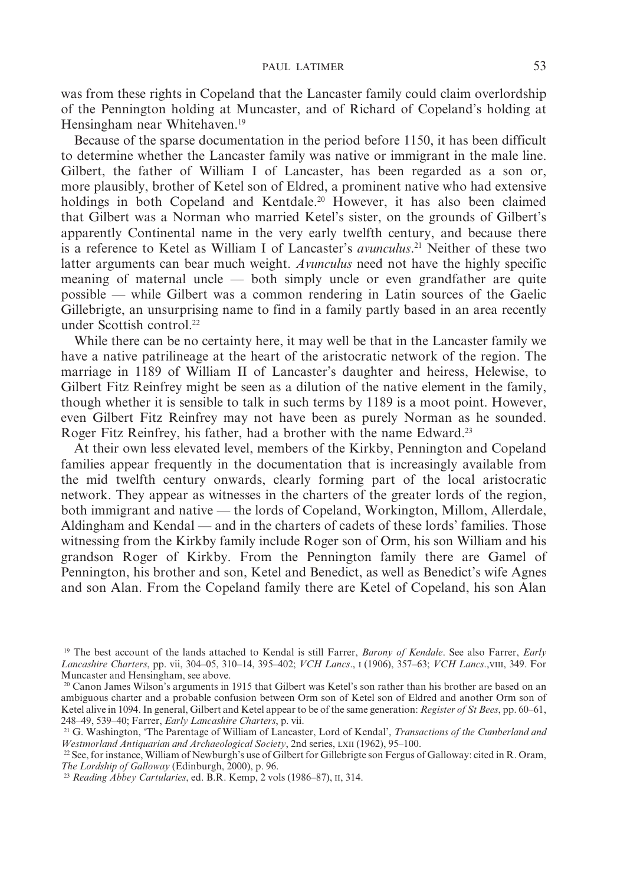was from these rights in Copeland that the Lancaster family could claim overlordship of the Pennington holding at Muncaster, and of Richard of Copeland's holding at Hensingham near Whitehaven.[19]

Because of the sparse documentation in the period before 1150, it has been difficult to determine whether the Lancaster family was native or immigrant in the male line. Gilbert, the father of William I of Lancaster, has been regarded as a son or, more plausibly, brother of Ketel son of Eldred, a prominent native who had extensive holdings in both Copeland and Kentdale.[20] However, it has also been claimed that Gilbert was a Norman who married Ketel's sister, on the grounds of Gilbert's apparently Continental name in the very early twelfth century, and because there is a reference to Ketel as William I of Lancaster's *avunculus*.[21] Neither of these two latter arguments can bear much weight. *Avunculus* need not have the highly specific meaning of maternal uncle — both simply uncle or even grandfather are quite possible — while Gilbert was a common rendering in Latin sources of the Gaelic Gillebrigte, an unsurprising name to find in a family partly based in an area recently under Scottish control.[22]

While there can be no certainty here, it may well be that in the Lancaster family we have a native patrilineage at the heart of the aristocratic network of the region. The marriage in 1189 of William II of Lancaster's daughter and heiress, Helewise, to Gilbert Fitz Reinfrey might be seen as a dilution of the native element in the family, though whether it is sensible to talk in such terms by 1189 is a moot point. However, even Gilbert Fitz Reinfrey may not have been as purely Norman as he sounded. Roger Fitz Reinfrey, his father, had a brother with the name Edward.[23]

At their own less elevated level, members of the Kirkby, Pennington and Copeland families appear frequently in the documentation that is increasingly available from the mid twelfth century onwards, clearly forming part of the local aristocratic network. They appear as witnesses in the charters of the greater lords of the region, both immigrant and native — the lords of Copeland, Workington, Millom, Allerdale, Aldingham and Kendal — and in the charters of cadets of these lords' families. Those witnessing from the Kirkby family include Roger son of Orm, his son William and his grandson Roger of Kirkby. From the Pennington family there are Gamel of Pennington, his brother and son, Ketel and Benedict, as well as Benedict's wife Agnes and son Alan. From the Copeland family there are Ketel of Copeland, his son Alan

[19] The best account of the lands attached to Kendal is still Farrer, *Barony of Kendale*. See also Farrer, *Early Lancashire Charters*, pp. vii, 304–05, 310–14, 395–402; *VCH Lancs*., I (1906), 357–63; *VCH Lancs*.,VIII, 349. For Muncaster and Hensingham, see above.

[20] Canon James Wilson's arguments in 1915 that Gilbert was Ketel's son rather than his brother are based on an ambiguous charter and a probable confusion between Orm son of Ketel son of Eldred and another Orm son of Ketel alive in 1094. In general, Gilbert and Ketel appear to be of the same generation: *Register of St Bees*, pp. 60–61, 248–49, 539–40; Farrer, *Early Lancashire Charters*, p. vii.

[21] G. Washington, 'The Parentage of William of Lancaster, Lord of Kendal', *Transactions of the Cumberland and Westmorland Antiquarian and Archaeological Society*, 2nd series, LXII (1962), 95–100.

[22] See, for instance, William of Newburgh's use of Gilbert for Gillebrigte son Fergus of Galloway: cited in R. Oram, *The Lordship of Galloway* (Edinburgh, 2000), p. 96.

[23] *Reading Abbey Cartularies*, ed. B.R. Kemp, 2 vols (1986–87), II, 314.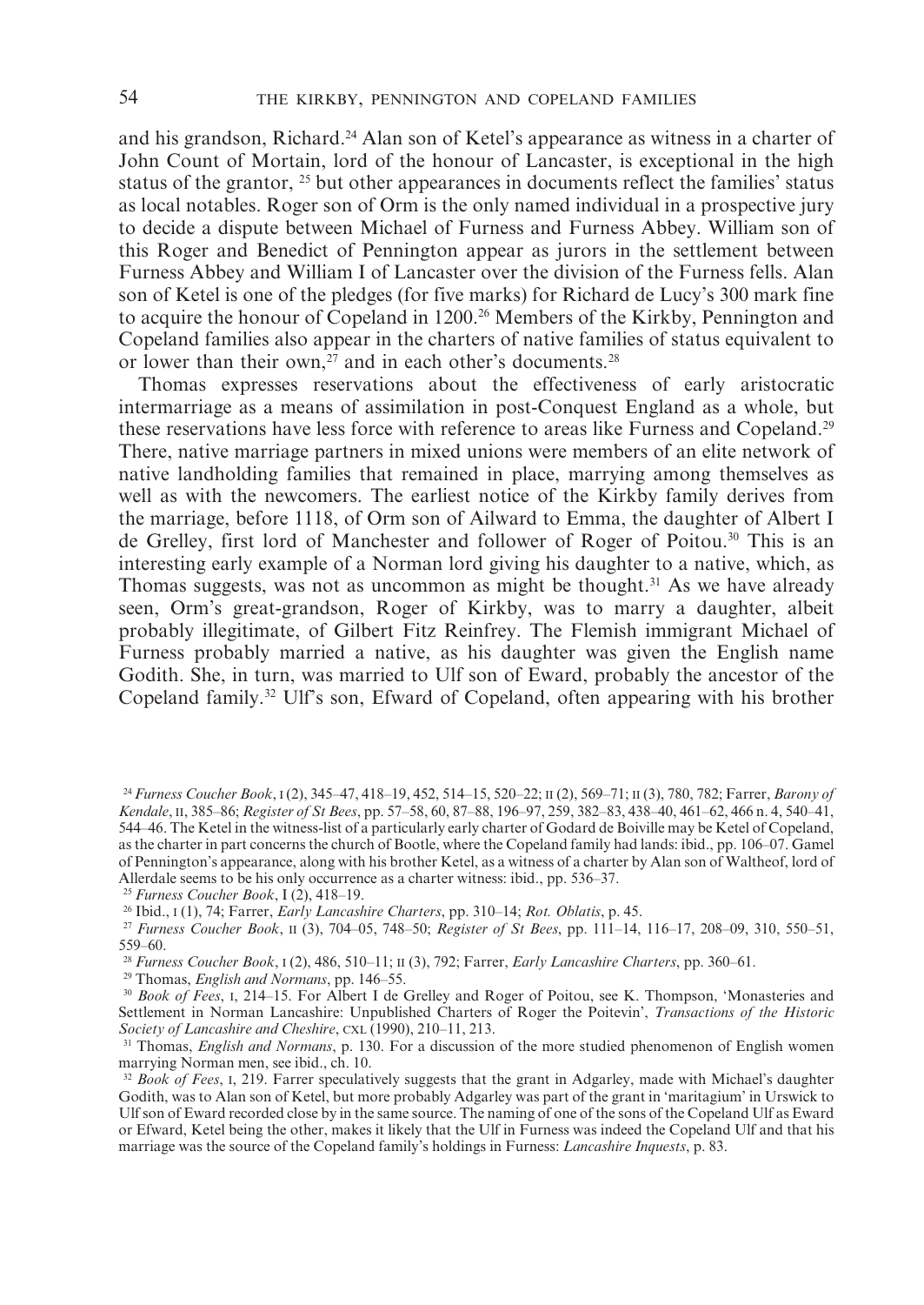and his grandson, Richard.[24] Alan son of Ketel's appearance as witness in a charter of John Count of Mortain, lord of the honour of Lancaster, is exceptional in the high status of the grantor, [25] but other appearances in documents reflect the families' status as local notables. Roger son of Orm is the only named individual in a prospective jury to decide a dispute between Michael of Furness and Furness Abbey. William son of this Roger and Benedict of Pennington appear as jurors in the settlement between Furness Abbey and William I of Lancaster over the division of the Furness fells. Alan son of Ketel is one of the pledges (for five marks) for Richard de Lucy's 300 mark fine to acquire the honour of Copeland in 1200.[26] Members of the Kirkby, Pennington and Copeland families also appear in the charters of native families of status equivalent to or lower than their own,[27] and in each other's documents.[28]

Thomas expresses reservations about the effectiveness of early aristocratic intermarriage as a means of assimilation in post-Conquest England as a whole, but these reservations have less force with reference to areas like Furness and Copeland.[29] There, native marriage partners in mixed unions were members of an elite network of native landholding families that remained in place, marrying among themselves as well as with the newcomers. The earliest notice of the Kirkby family derives from the marriage, before 1118, of Orm son of Ailward to Emma, the daughter of Albert I de Grelley, first lord of Manchester and follower of Roger of Poitou.[30] This is an interesting early example of a Norman lord giving his daughter to a native, which, as Thomas suggests, was not as uncommon as might be thought.[31] As we have already seen, Orm's great-grandson, Roger of Kirkby, was to marry a daughter, albeit probably illegitimate, of Gilbert Fitz Reinfrey. The Flemish immigrant Michael of Furness probably married a native, as his daughter was given the English name Godith. She, in turn, was married to Ulf son of Eward, probably the ancestor of the Copeland family.[32] Ulf's son, Efward of Copeland, often appearing with his brother

---

[24] *Furness Coucher Book*, I (2), 345–47, 418–19, 452, 514–15, 520–22; II (2), 569–71; II (3), 780, 782; Farrer, *Barony of Kendale*, II, 385–86; *Register of St Bees*, pp. 57–58, 60, 87–88, 196–97, 259, 382–83, 438–40, 461–62, 466 n. 4, 540–41, 544–46. The Ketel in the witness-list of a particularly early charter of Godard de Boiville may be Ketel of Copeland, as the charter in part concerns the church of Bootle, where the Copeland family had lands: ibid., pp. 106–07. Gamel of Pennington's appearance, along with his brother Ketel, as a witness of a charter by Alan son of Waltheof, lord of Allerdale seems to be his only occurrence as a charter witness: ibid., pp. 536–37.

[25] *Furness Coucher Book*, I (2), 418–19.

[26] Ibid., I (1), 74; Farrer, *Early Lancashire Charters*, pp. 310–14; *Rot. Oblatis*, p. 45.

[27] *Furness Coucher Book*, II (3), 704–05, 748–50; *Register of St Bees*, pp. 111–14, 116–17, 208–09, 310, 550–51, 559–60.

[28] *Furness Coucher Book*, I (2), 486, 510–11; II (3), 792; Farrer, *Early Lancashire Charters*, pp. 360–61.

[29] Thomas, *English and Normans*, pp. 146–55.

[30] *Book of Fees*, I, 214–15. For Albert I de Grelley and Roger of Poitou, see K. Thompson, 'Monasteries and Settlement in Norman Lancashire: Unpublished Charters of Roger the Poitevin', *Transactions of the Historic Society of Lancashire and Cheshire*, CXL (1990), 210–11, 213.

[31] Thomas, *English and Normans*, p. 130. For a discussion of the more studied phenomenon of English women marrying Norman men, see ibid., ch. 10.

[32] *Book of Fees*, I, 219. Farrer speculatively suggests that the grant in Adgarley, made with Michael's daughter Godith, was to Alan son of Ketel, but more probably Adgarley was part of the grant in 'maritagium' in Urswick to Ulf son of Eward recorded close by in the same source. The naming of one of the sons of the Copeland Ulf as Eward or Efward, Ketel being the other, makes it likely that the Ulf in Furness was indeed the Copeland Ulf and that his marriage was the source of the Copeland family's holdings in Furness: *Lancashire Inquests*, p. 83.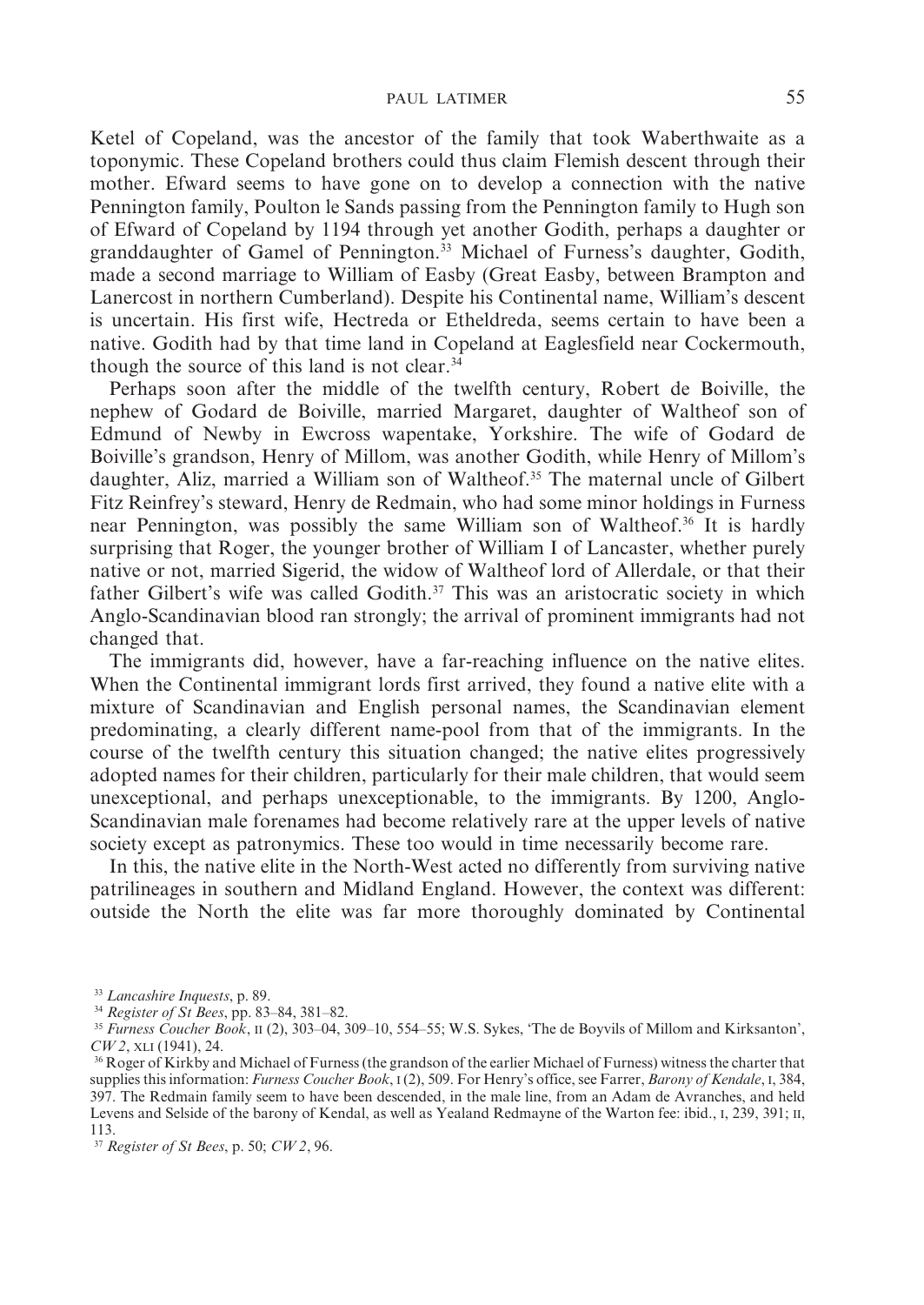Ketel of Copeland, was the ancestor of the family that took Waberthwaite as a toponymic. These Copeland brothers could thus claim Flemish descent through their mother. Efward seems to have gone on to develop a connection with the native Pennington family, Poulton le Sands passing from the Pennington family to Hugh son of Efward of Copeland by 1194 through yet another Godith, perhaps a daughter or granddaughter of Gamel of Pennington.[33] Michael of Furness's daughter, Godith, made a second marriage to William of Easby (Great Easby, between Brampton and Lanercost in northern Cumberland). Despite his Continental name, William's descent is uncertain. His first wife, Hectreda or Etheldreda, seems certain to have been a native. Godith had by that time land in Copeland at Eaglesfield near Cockermouth, though the source of this land is not clear.[34]

Perhaps soon after the middle of the twelfth century, Robert de Boiville, the nephew of Godard de Boiville, married Margaret, daughter of Waltheof son of Edmund of Newby in Ewcross wapentake, Yorkshire. The wife of Godard de Boiville's grandson, Henry of Millom, was another Godith, while Henry of Millom's daughter, Aliz, married a William son of Waltheof.[35] The maternal uncle of Gilbert Fitz Reinfrey's steward, Henry de Redmain, who had some minor holdings in Furness near Pennington, was possibly the same William son of Waltheof.[36] It is hardly surprising that Roger, the younger brother of William I of Lancaster, whether purely native or not, married Sigerid, the widow of Waltheof lord of Allerdale, or that their father Gilbert's wife was called Godith.[37] This was an aristocratic society in which Anglo-Scandinavian blood ran strongly; the arrival of prominent immigrants had not changed that.

The immigrants did, however, have a far-reaching influence on the native elites. When the Continental immigrant lords first arrived, they found a native elite with a mixture of Scandinavian and English personal names, the Scandinavian element predominating, a clearly different name-pool from that of the immigrants. In the course of the twelfth century this situation changed; the native elites progressively adopted names for their children, particularly for their male children, that would seem unexceptional, and perhaps unexceptionable, to the immigrants. By 1200, Anglo-Scandinavian male forenames had become relatively rare at the upper levels of native society except as patronymics. These too would in time necessarily become rare.

In this, the native elite in the North-West acted no differently from surviving native patrilineages in southern and Midland England. However, the context was different: outside the North the elite was far more thoroughly dominated by Continental

---

[33] *Lancashire Inquests*, p. 89.

[34] *Register of St Bees*, pp. 83–84, 381–82.

[35] *Furness Coucher Book*, II (2), 303–04, 309–10, 554–55; W.S. Sykes, 'The de Boyvils of Millom and Kirksanton', *CW 2*, XLI (1941), 24.

[36] Roger of Kirkby and Michael of Furness (the grandson of the earlier Michael of Furness) witness the charter that supplies this information: *Furness Coucher Book*, I (2), 509. For Henry's office, see Farrer, *Barony of Kendale*, I, 384, 397. The Redmain family seem to have been descended, in the male line, from an Adam de Avranches, and held Levens and Selside of the barony of Kendal, as well as Yealand Redmayne of the Warton fee: ibid., I, 239, 391; II, 113.

[37] *Register of St Bees*, p. 50; *CW 2*, 96.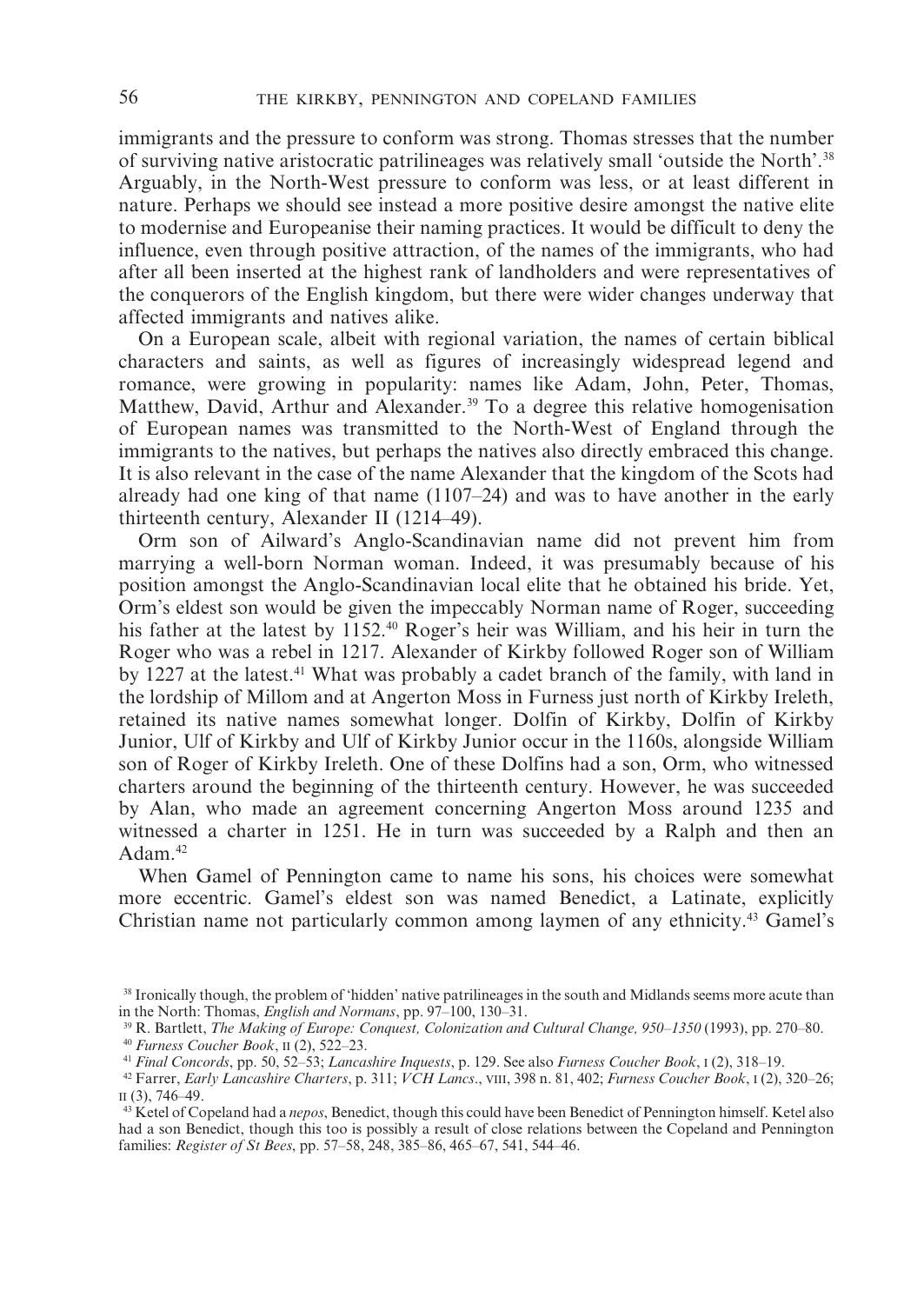immigrants and the pressure to conform was strong. Thomas stresses that the number of surviving native aristocratic patrilineages was relatively small 'outside the North'.[38] Arguably, in the North-West pressure to conform was less, or at least different in nature. Perhaps we should see instead a more positive desire amongst the native elite to modernise and Europeanise their naming practices. It would be difficult to deny the influence, even through positive attraction, of the names of the immigrants, who had after all been inserted at the highest rank of landholders and were representatives of the conquerors of the English kingdom, but there were wider changes underway that affected immigrants and natives alike.

On a European scale, albeit with regional variation, the names of certain biblical characters and saints, as well as figures of increasingly widespread legend and romance, were growing in popularity: names like Adam, John, Peter, Thomas, Matthew, David, Arthur and Alexander.[39] To a degree this relative homogenisation of European names was transmitted to the North-West of England through the immigrants to the natives, but perhaps the natives also directly embraced this change. It is also relevant in the case of the name Alexander that the kingdom of the Scots had already had one king of that name (1107–24) and was to have another in the early thirteenth century, Alexander II (1214–49).

Orm son of Ailward's Anglo-Scandinavian name did not prevent him from marrying a well-born Norman woman. Indeed, it was presumably because of his position amongst the Anglo-Scandinavian local elite that he obtained his bride. Yet, Orm's eldest son would be given the impeccably Norman name of Roger, succeeding his father at the latest by 1152.[40] Roger's heir was William, and his heir in turn the Roger who was a rebel in 1217. Alexander of Kirkby followed Roger son of William by 1227 at the latest.[41] What was probably a cadet branch of the family, with land in the lordship of Millom and at Angerton Moss in Furness just north of Kirkby Ireleth, retained its native names somewhat longer. Dolfin of Kirkby, Dolfin of Kirkby Junior, Ulf of Kirkby and Ulf of Kirkby Junior occur in the 1160s, alongside William son of Roger of Kirkby Ireleth. One of these Dolfins had a son, Orm, who witnessed charters around the beginning of the thirteenth century. However, he was succeeded by Alan, who made an agreement concerning Angerton Moss around 1235 and witnessed a charter in 1251. He in turn was succeeded by a Ralph and then an Adam.[42]

When Gamel of Pennington came to name his sons, his choices were somewhat more eccentric. Gamel's eldest son was named Benedict, a Latinate, explicitly Christian name not particularly common among laymen of any ethnicity.[43] Gamel's

[38] Ironically though, the problem of 'hidden' native patrilineages in the south and Midlands seems more acute than in the North: Thomas, *English and Normans*, pp. 97–100, 130–31.

[39] R. Bartlett, *The Making of Europe: Conquest, Colonization and Cultural Change, 950–1350* (1993), pp. 270–80.

[40] *Furness Coucher Book*, II (2), 522–23.

[41] *Final Concords*, pp. 50, 52–53; *Lancashire Inquests*, p. 129. See also *Furness Coucher Book*, I (2), 318–19.

[42] Farrer, *Early Lancashire Charters*, p. 311; *VCH Lancs*., VIII, 398 n. 81, 402; *Furness Coucher Book*, I (2), 320–26; II (3), 746–49.

[43] Ketel of Copeland had a *nepos*, Benedict, though this could have been Benedict of Pennington himself. Ketel also had a son Benedict, though this too is possibly a result of close relations between the Copeland and Pennington families: *Register of St Bees*, pp. 57–58, 248, 385–86, 465–67, 541, 544–46.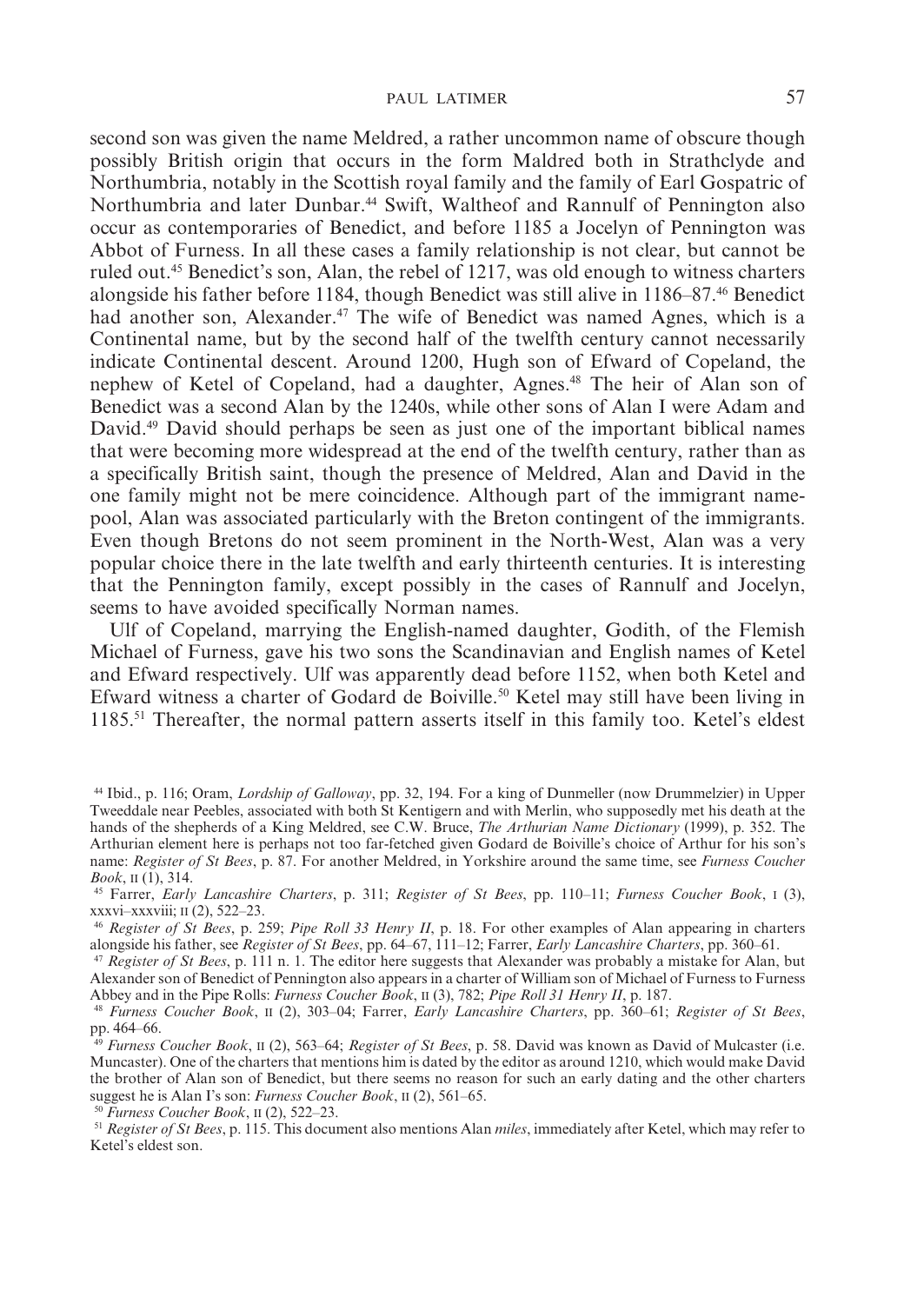second son was given the name Meldred, a rather uncommon name of obscure though possibly British origin that occurs in the form Maldred both in Strathclyde and Northumbria, notably in the Scottish royal family and the family of Earl Gospatric of Northumbria and later Dunbar.[44] Swift, Waltheof and Rannulf of Pennington also occur as contemporaries of Benedict, and before 1185 a Jocelyn of Pennington was Abbot of Furness. In all these cases a family relationship is not clear, but cannot be ruled out.[45] Benedict's son, Alan, the rebel of 1217, was old enough to witness charters alongside his father before 1184, though Benedict was still alive in 1186–87.[46] Benedict had another son, Alexander.[47] The wife of Benedict was named Agnes, which is a Continental name, but by the second half of the twelfth century cannot necessarily indicate Continental descent. Around 1200, Hugh son of Efward of Copeland, the nephew of Ketel of Copeland, had a daughter, Agnes.[48] The heir of Alan son of Benedict was a second Alan by the 1240s, while other sons of Alan I were Adam and David.[49] David should perhaps be seen as just one of the important biblical names that were becoming more widespread at the end of the twelfth century, rather than as a specifically British saint, though the presence of Meldred, Alan and David in the one family might not be mere coincidence. Although part of the immigrant name-pool, Alan was associated particularly with the Breton contingent of the immigrants. Even though Bretons do not seem prominent in the North-West, Alan was a very popular choice there in the late twelfth and early thirteenth centuries. It is interesting that the Pennington family, except possibly in the cases of Rannulf and Jocelyn, seems to have avoided specifically Norman names.

Ulf of Copeland, marrying the English-named daughter, Godith, of the Flemish Michael of Furness, gave his two sons the Scandinavian and English names of Ketel and Efward respectively. Ulf was apparently dead before 1152, when both Ketel and Efward witness a charter of Godard de Boiville.[50] Ketel may still have been living in 1185.[51] Thereafter, the normal pattern asserts itself in this family too. Ketel's eldest

---

[44] Ibid., p. 116; Oram, *Lordship of Galloway*, pp. 32, 194. For a king of Dunmeller (now Drummelzier) in Upper Tweeddale near Peebles, associated with both St Kentigern and with Merlin, who supposedly met his death at the hands of the shepherds of a King Meldred, see C.W. Bruce, *The Arthurian Name Dictionary* (1999), p. 352. The Arthurian element here is perhaps not too far-fetched given Godard de Boiville's choice of Arthur for his son's name: *Register of St Bees*, p. 87. For another Meldred, in Yorkshire around the same time, see *Furness Coucher Book*, II (1), 314.

[45] Farrer, *Early Lancashire Charters*, p. 311; *Register of St Bees*, pp. 110–11; *Furness Coucher Book*, I (3), xxxvi–xxxviii; II (2), 522–23.

[46] *Register of St Bees*, p. 259; *Pipe Roll 33 Henry II*, p. 18. For other examples of Alan appearing in charters alongside his father, see *Register of St Bees*, pp. 64–67, 111–12; Farrer, *Early Lancashire Charters*, pp. 360–61.

[47] *Register of St Bees*, p. 111 n. 1. The editor here suggests that Alexander was probably a mistake for Alan, but Alexander son of Benedict of Pennington also appears in a charter of William son of Michael of Furness to Furness Abbey and in the Pipe Rolls: *Furness Coucher Book*, II (3), 782; *Pipe Roll 31 Henry II*, p. 187.

[48] *Furness Coucher Book*, II (2), 303–04; Farrer, *Early Lancashire Charters*, pp. 360–61; *Register of St Bees*, pp. 464–66.

[49] *Furness Coucher Book*, II (2), 563–64; *Register of St Bees*, p. 58. David was known as David of Mulcaster (i.e. Muncaster). One of the charters that mentions him is dated by the editor as around 1210, which would make David the brother of Alan son of Benedict, but there seems no reason for such an early dating and the other charters suggest he is Alan I's son: *Furness Coucher Book*, II (2), 561–65.

[50] *Furness Coucher Book*, II (2), 522–23.

[51] *Register of St Bees*, p. 115. This document also mentions Alan *miles*, immediately after Ketel, which may refer to Ketel's eldest son.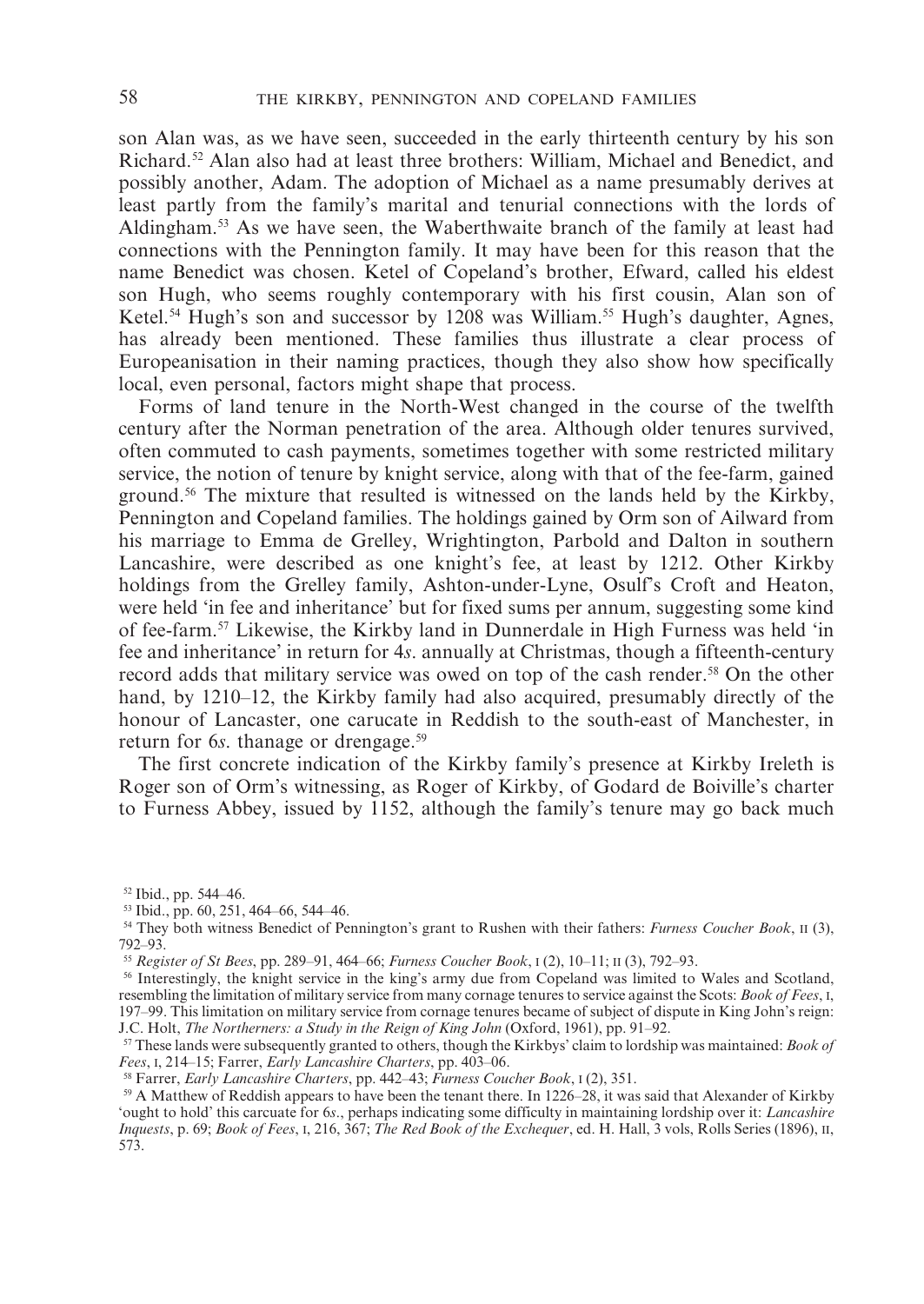son Alan was, as we have seen, succeeded in the early thirteenth century by his son Richard.[52] Alan also had at least three brothers: William, Michael and Benedict, and possibly another, Adam. The adoption of Michael as a name presumably derives at least partly from the family's marital and tenurial connections with the lords of Aldingham.[53] As we have seen, the Waberthwaite branch of the family at least had connections with the Pennington family. It may have been for this reason that the name Benedict was chosen. Ketel of Copeland's brother, Efward, called his eldest son Hugh, who seems roughly contemporary with his first cousin, Alan son of Ketel.[54] Hugh's son and successor by 1208 was William.[55] Hugh's daughter, Agnes, has already been mentioned. These families thus illustrate a clear process of Europeanisation in their naming practices, though they also show how specifically local, even personal, factors might shape that process.

Forms of land tenure in the North-West changed in the course of the twelfth century after the Norman penetration of the area. Although older tenures survived, often commuted to cash payments, sometimes together with some restricted military service, the notion of tenure by knight service, along with that of the fee-farm, gained ground.[56] The mixture that resulted is witnessed on the lands held by the Kirkby, Pennington and Copeland families. The holdings gained by Orm son of Ailward from his marriage to Emma de Grelley, Wrightington, Parbold and Dalton in southern Lancashire, were described as one knight's fee, at least by 1212. Other Kirkby holdings from the Grelley family, Ashton-under-Lyne, Osulf's Croft and Heaton, were held 'in fee and inheritance' but for fixed sums per annum, suggesting some kind of fee-farm.[57] Likewise, the Kirkby land in Dunnerdale in High Furness was held 'in fee and inheritance' in return for 4*s*. annually at Christmas, though a fifteenth-century record adds that military service was owed on top of the cash render.[58] On the other hand, by 1210–12, the Kirkby family had also acquired, presumably directly of the honour of Lancaster, one carucate in Reddish to the south-east of Manchester, in return for 6*s*. thanage or drengage.[59]

The first concrete indication of the Kirkby family's presence at Kirkby Ireleth is Roger son of Orm's witnessing, as Roger of Kirkby, of Godard de Boiville's charter to Furness Abbey, issued by 1152, although the family's tenure may go back much

---

[52] Ibid., pp. 544–46.

[53] Ibid., pp. 60, 251, 464–66, 544–46.

[54] They both witness Benedict of Pennington's grant to Rushen with their fathers: *Furness Coucher Book*, II (3), 792–93.

[55] *Register of St Bees*, pp. 289–91, 464–66; *Furness Coucher Book*, I (2), 10–11; II (3), 792–93.

[56] Interestingly, the knight service in the king's army due from Copeland was limited to Wales and Scotland, resembling the limitation of military service from many cornage tenures to service against the Scots: *Book of Fees*, I, 197–99. This limitation on military service from cornage tenures became of subject of dispute in King John's reign: J.C. Holt, *The Northerners: a Study in the Reign of King John* (Oxford, 1961), pp. 91–92.

[57] These lands were subsequently granted to others, though the Kirkbys' claim to lordship was maintained: *Book of Fees*, I, 214–15; Farrer, *Early Lancashire Charters*, pp. 403–06.

[58] Farrer, *Early Lancashire Charters*, pp. 442–43; *Furness Coucher Book*, I (2), 351.

[59] A Matthew of Reddish appears to have been the tenant there. In 1226–28, it was said that Alexander of Kirkby 'ought to hold' this carcuate for 6*s*., perhaps indicating some difficulty in maintaining lordship over it: *Lancashire Inquests*, p. 69; *Book of Fees*, I, 216, 367; *The Red Book of the Exchequer*, ed. H. Hall, 3 vols, Rolls Series (1896), II, 573.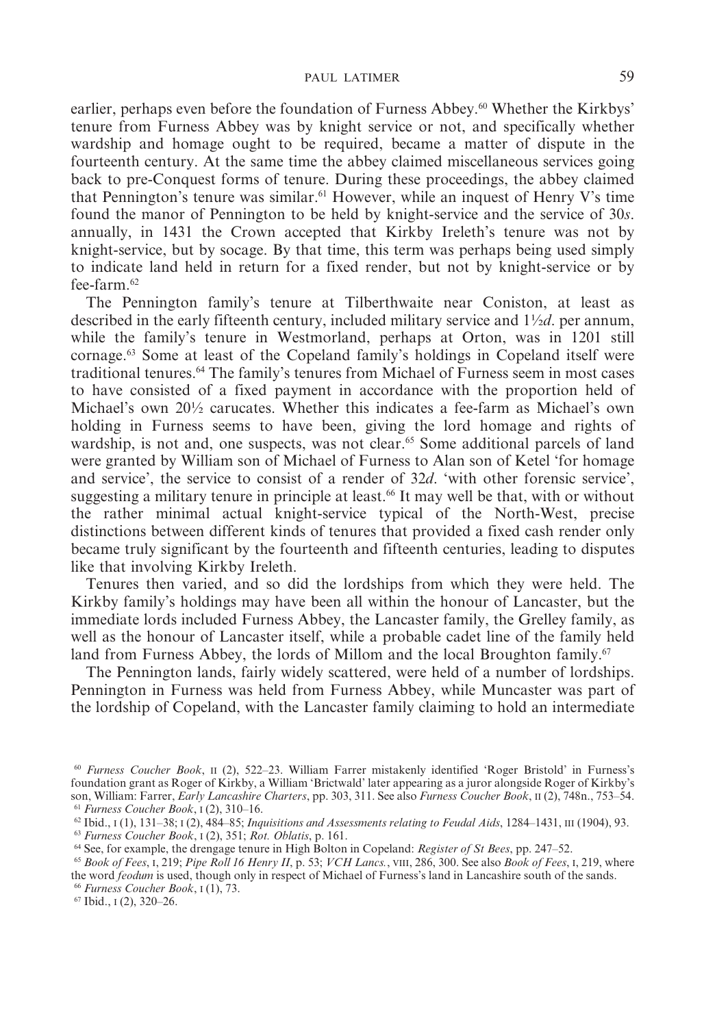earlier, perhaps even before the foundation of Furness Abbey.[60] Whether the Kirkbys' tenure from Furness Abbey was by knight service or not, and specifically whether wardship and homage ought to be required, became a matter of dispute in the fourteenth century. At the same time the abbey claimed miscellaneous services going back to pre-Conquest forms of tenure. During these proceedings, the abbey claimed that Pennington's tenure was similar.[61] However, while an inquest of Henry V's time found the manor of Pennington to be held by knight-service and the service of 30*s*. annually, in 1431 the Crown accepted that Kirkby Ireleth's tenure was not by knight-service, but by socage. By that time, this term was perhaps being used simply to indicate land held in return for a fixed render, but not by knight-service or by fee-farm.[62]

The Pennington family's tenure at Tilberthwaite near Coniston, at least as described in the early fifteenth century, included military service and 1½*d*. per annum, while the family's tenure in Westmorland, perhaps at Orton, was in 1201 still cornage.[63] Some at least of the Copeland family's holdings in Copeland itself were traditional tenures.[64] The family's tenures from Michael of Furness seem in most cases to have consisted of a fixed payment in accordance with the proportion held of Michael's own 20½ carucates. Whether this indicates a fee-farm as Michael's own holding in Furness seems to have been, giving the lord homage and rights of wardship, is not and, one suspects, was not clear.[65] Some additional parcels of land were granted by William son of Michael of Furness to Alan son of Ketel 'for homage and service', the service to consist of a render of 32*d*. 'with other forensic service', suggesting a military tenure in principle at least.[66] It may well be that, with or without the rather minimal actual knight-service typical of the North-West, precise distinctions between different kinds of tenures that provided a fixed cash render only became truly significant by the fourteenth and fifteenth centuries, leading to disputes like that involving Kirkby Ireleth.

Tenures then varied, and so did the lordships from which they were held. The Kirkby family's holdings may have been all within the honour of Lancaster, but the immediate lords included Furness Abbey, the Lancaster family, the Grelley family, as well as the honour of Lancaster itself, while a probable cadet line of the family held land from Furness Abbey, the lords of Millom and the local Broughton family.[67]

The Pennington lands, fairly widely scattered, were held of a number of lordships. Pennington in Furness was held from Furness Abbey, while Muncaster was part of the lordship of Copeland, with the Lancaster family claiming to hold an intermediate

---

[60] *Furness Coucher Book*, II (2), 522–23. William Farrer mistakenly identified 'Roger Bristold' in Furness's foundation grant as Roger of Kirkby, a William 'Brictwald' later appearing as a juror alongside Roger of Kirkby's son, William: Farrer, *Early Lancashire Charters*, pp. 303, 311. See also *Furness Coucher Book*, II (2), 748n., 753–54.

[61] *Furness Coucher Book*, I (2), 310–16.

[62] Ibid., I (1), 131–38; I (2), 484–85; *Inquisitions and Assessments relating to Feudal Aids*, 1284–1431, III (1904), 93.

[63] *Furness Coucher Book*, I (2), 351; *Rot. Oblatis*, p. 161.

[64] See, for example, the drengage tenure in High Bolton in Copeland: *Register of St Bees*, pp. 247–52.

[65] *Book of Fees*, I, 219; *Pipe Roll 16 Henry II*, p. 53; *VCH Lancs.*, VIII, 286, 300. See also *Book of Fees*, I, 219, where the word *feodum* is used, though only in respect of Michael of Furness's land in Lancashire south of the sands.

[66] *Furness Coucher Book*, I (1), 73.

[67] Ibid., I (2), 320–26.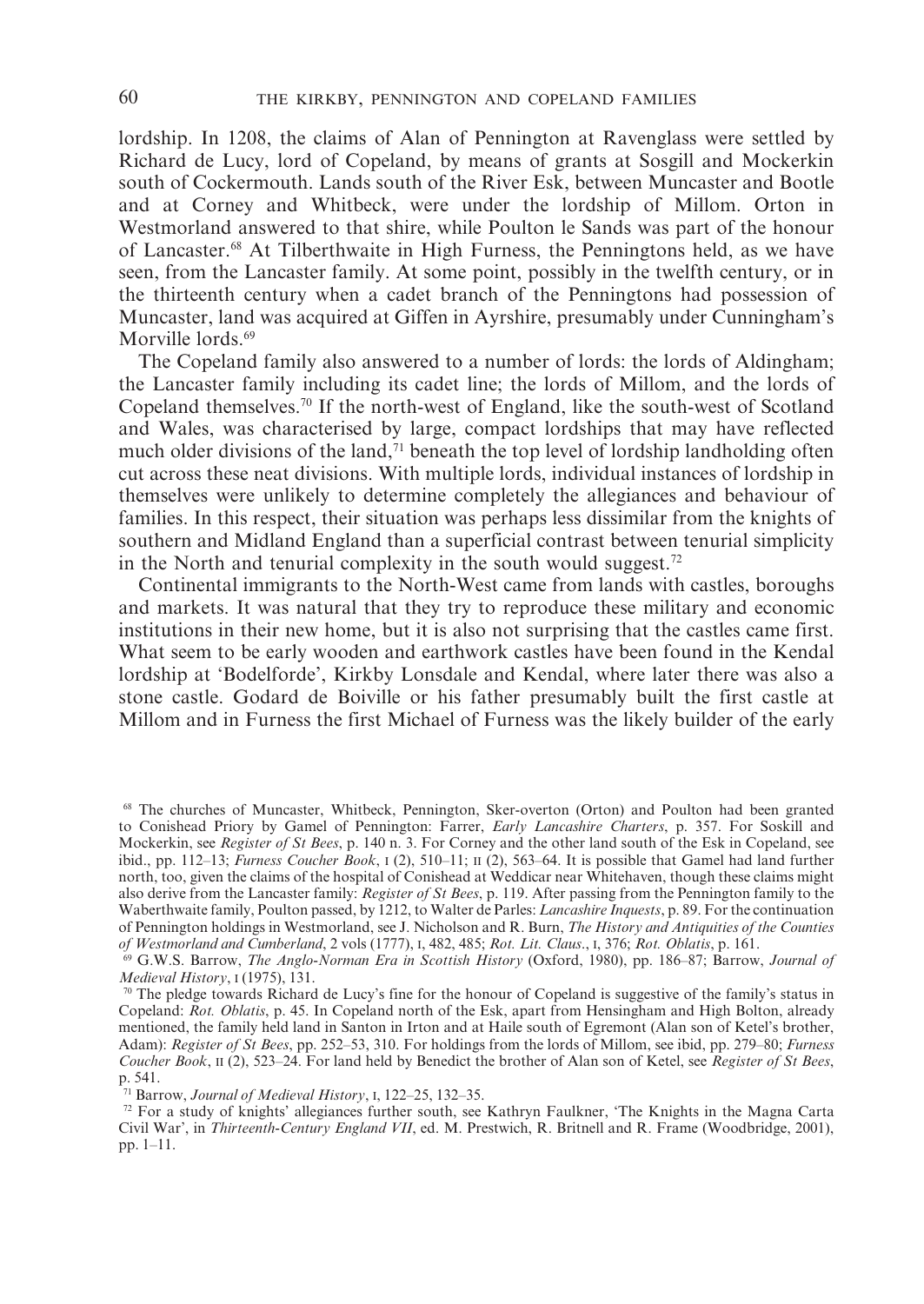lordship. In 1208, the claims of Alan of Pennington at Ravenglass were settled by Richard de Lucy, lord of Copeland, by means of grants at Sosgill and Mockerkin south of Cockermouth. Lands south of the River Esk, between Muncaster and Bootle and at Corney and Whitbeck, were under the lordship of Millom. Orton in Westmorland answered to that shire, while Poulton le Sands was part of the honour of Lancaster.[68] At Tilberthwaite in High Furness, the Penningtons held, as we have seen, from the Lancaster family. At some point, possibly in the twelfth century, or in the thirteenth century when a cadet branch of the Penningtons had possession of Muncaster, land was acquired at Giffen in Ayrshire, presumably under Cunningham's Morville lords.[69]

The Copeland family also answered to a number of lords: the lords of Aldingham; the Lancaster family including its cadet line; the lords of Millom, and the lords of Copeland themselves.[70] If the north-west of England, like the south-west of Scotland and Wales, was characterised by large, compact lordships that may have reflected much older divisions of the land,[71] beneath the top level of lordship landholding often cut across these neat divisions. With multiple lords, individual instances of lordship in themselves were unlikely to determine completely the allegiances and behaviour of families. In this respect, their situation was perhaps less dissimilar from the knights of southern and Midland England than a superficial contrast between tenurial simplicity in the North and tenurial complexity in the south would suggest.[72]

Continental immigrants to the North-West came from lands with castles, boroughs and markets. It was natural that they try to reproduce these military and economic institutions in their new home, but it is also not surprising that the castles came first. What seem to be early wooden and earthwork castles have been found in the Kendal lordship at 'Bodelforde', Kirkby Lonsdale and Kendal, where later there was also a stone castle. Godard de Boiville or his father presumably built the first castle at Millom and in Furness the first Michael of Furness was the likely builder of the early

---

[68] The churches of Muncaster, Whitbeck, Pennington, Sker-overton (Orton) and Poulton had been granted to Conishead Priory by Gamel of Pennington: Farrer, *Early Lancashire Charters*, p. 357. For Soskill and Mockerkin, see *Register of St Bees*, p. 140 n. 3. For Corney and the other land south of the Esk in Copeland, see ibid., pp. 112–13; *Furness Coucher Book*, I (2), 510–11; II (2), 563–64. It is possible that Gamel had land further north, too, given the claims of the hospital of Conishead at Weddicar near Whitehaven, though these claims might also derive from the Lancaster family: *Register of St Bees*, p. 119. After passing from the Pennington family to the Waberthwaite family, Poulton passed, by 1212, to Walter de Parles: *Lancashire Inquests*, p. 89. For the continuation of Pennington holdings in Westmorland, see J. Nicholson and R. Burn, *The History and Antiquities of the Counties of Westmorland and Cumberland*, 2 vols (1777), I, 482, 485; *Rot. Lit. Claus*., I, 376; *Rot. Oblatis*, p. 161.

[69] G.W.S. Barrow, *The Anglo-Norman Era in Scottish History* (Oxford, 1980), pp. 186–87; Barrow, *Journal of Medieval History*, I (1975), 131.

[70] The pledge towards Richard de Lucy's fine for the honour of Copeland is suggestive of the family's status in Copeland: *Rot. Oblatis*, p. 45. In Copeland north of the Esk, apart from Hensingham and High Bolton, already mentioned, the family held land in Santon in Irton and at Haile south of Egremont (Alan son of Ketel's brother, Adam): *Register of St Bees*, pp. 252–53, 310. For holdings from the lords of Millom, see ibid, pp. 279–80; *Furness Coucher Book*, II (2), 523–24. For land held by Benedict the brother of Alan son of Ketel, see *Register of St Bees*, p. 541.

[71] Barrow, *Journal of Medieval History*, I, 122–25, 132–35.

[72] For a study of knights' allegiances further south, see Kathryn Faulkner, 'The Knights in the Magna Carta Civil War', in *Thirteenth-Century England VII*, ed. M. Prestwich, R. Britnell and R. Frame (Woodbridge, 2001), pp. 1–11.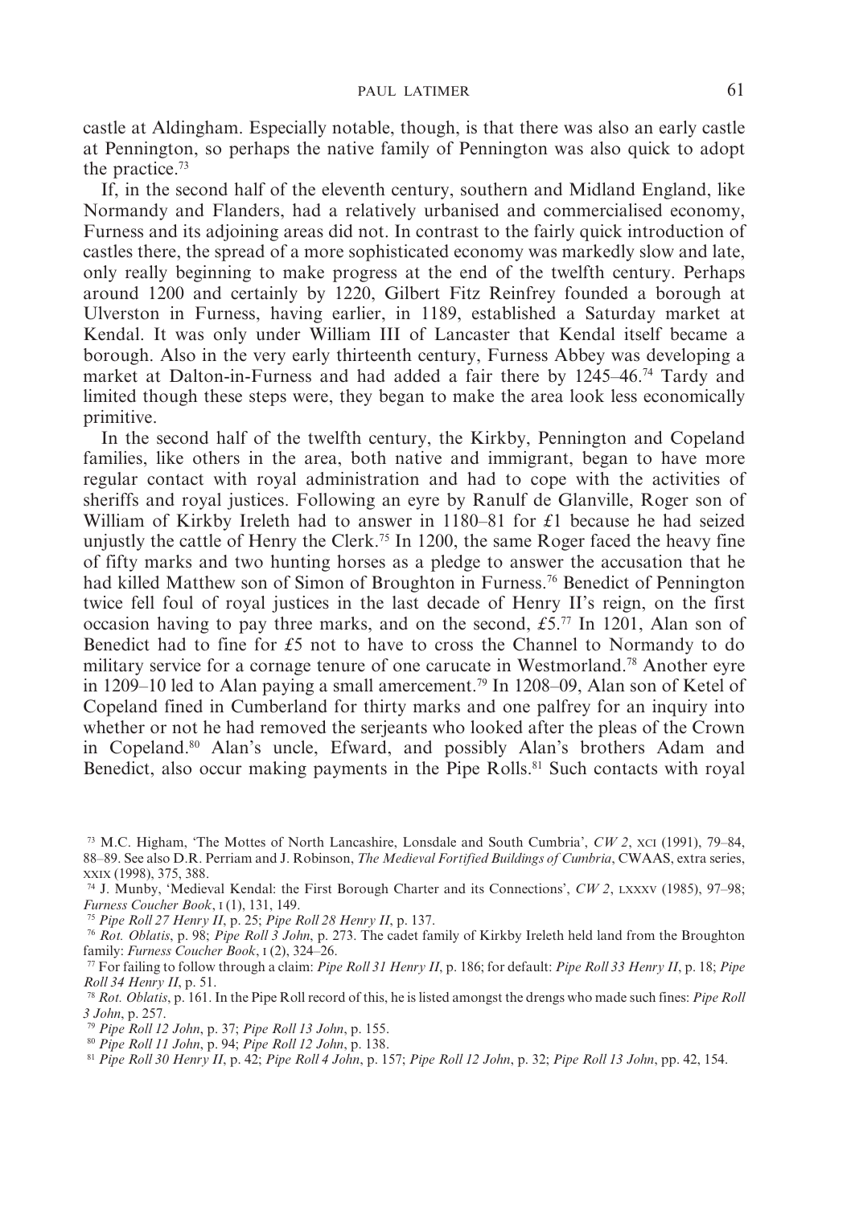castle at Aldingham. Especially notable, though, is that there was also an early castle at Pennington, so perhaps the native family of Pennington was also quick to adopt the practice.[73]

If, in the second half of the eleventh century, southern and Midland England, like Normandy and Flanders, had a relatively urbanised and commercialised economy, Furness and its adjoining areas did not. In contrast to the fairly quick introduction of castles there, the spread of a more sophisticated economy was markedly slow and late, only really beginning to make progress at the end of the twelfth century. Perhaps around 1200 and certainly by 1220, Gilbert Fitz Reinfrey founded a borough at Ulverston in Furness, having earlier, in 1189, established a Saturday market at Kendal. It was only under William III of Lancaster that Kendal itself became a borough. Also in the very early thirteenth century, Furness Abbey was developing a market at Dalton-in-Furness and had added a fair there by 1245–46.[74] Tardy and limited though these steps were, they began to make the area look less economically primitive.

In the second half of the twelfth century, the Kirkby, Pennington and Copeland families, like others in the area, both native and immigrant, began to have more regular contact with royal administration and had to cope with the activities of sheriffs and royal justices. Following an eyre by Ranulf de Glanville, Roger son of William of Kirkby Ireleth had to answer in 1180–81 for £1 because he had seized unjustly the cattle of Henry the Clerk.[75] In 1200, the same Roger faced the heavy fine of fifty marks and two hunting horses as a pledge to answer the accusation that he had killed Matthew son of Simon of Broughton in Furness.[76] Benedict of Pennington twice fell foul of royal justices in the last decade of Henry II's reign, on the first occasion having to pay three marks, and on the second, £5.[77] In 1201, Alan son of Benedict had to fine for £5 not to have to cross the Channel to Normandy to do military service for a cornage tenure of one carucate in Westmorland.[78] Another eyre in 1209–10 led to Alan paying a small amercement.[79] In 1208–09, Alan son of Ketel of Copeland fined in Cumberland for thirty marks and one palfrey for an inquiry into whether or not he had removed the serjeants who looked after the pleas of the Crown in Copeland.[80] Alan's uncle, Efward, and possibly Alan's brothers Adam and Benedict, also occur making payments in the Pipe Rolls.[81] Such contacts with royal

[73] M.C. Higham, 'The Mottes of North Lancashire, Lonsdale and South Cumbria', *CW 2*, XCI (1991), 79–84, 88–89. See also D.R. Perriam and J. Robinson, *The Medieval Fortified Buildings of Cumbria*, CWAAS, extra series, XXIX (1998), 375, 388.

[74] J. Munby, 'Medieval Kendal: the First Borough Charter and its Connections', *CW 2*, LXXXV (1985), 97–98; *Furness Coucher Book*, I (1), 131, 149.

[75] *Pipe Roll 27 Henry II*, p. 25; *Pipe Roll 28 Henry II*, p. 137.

[76] *Rot. Oblatis*, p. 98; *Pipe Roll 3 John*, p. 273. The cadet family of Kirkby Ireleth held land from the Broughton family: *Furness Coucher Book*, I (2), 324–26.

[77] For failing to follow through a claim: *Pipe Roll 31 Henry II*, p. 186; for default: *Pipe Roll 33 Henry II*, p. 18; *Pipe Roll 34 Henry II*, p. 51.

[78] *Rot. Oblatis*, p. 161. In the Pipe Roll record of this, he is listed amongst the drengs who made such fines: *Pipe Roll 3 John*, p. 257.

[79] *Pipe Roll 12 John*, p. 37; *Pipe Roll 13 John*, p. 155.

[80] *Pipe Roll 11 John*, p. 94; *Pipe Roll 12 John*, p. 138.

[81] *Pipe Roll 30 Henry II*, p. 42; *Pipe Roll 4 John*, p. 157; *Pipe Roll 12 John*, p. 32; *Pipe Roll 13 John*, pp. 42, 154.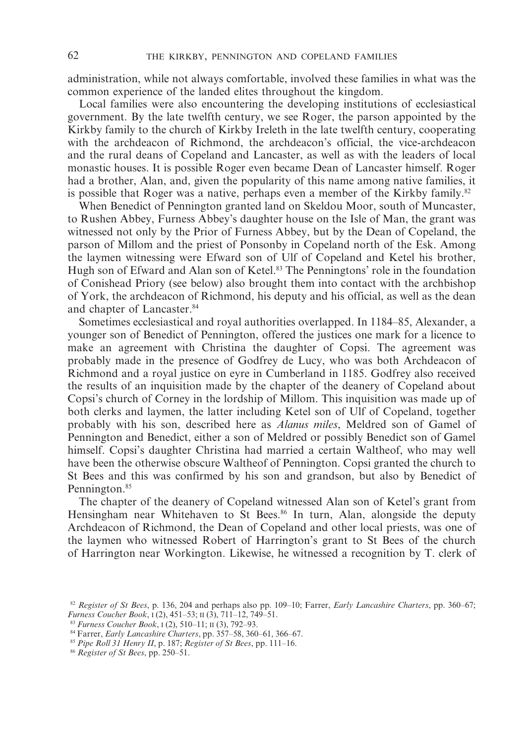administration, while not always comfortable, involved these families in what was the common experience of the landed elites throughout the kingdom.

Local families were also encountering the developing institutions of ecclesiastical government. By the late twelfth century, we see Roger, the parson appointed by the Kirkby family to the church of Kirkby Ireleth in the late twelfth century, cooperating with the archdeacon of Richmond, the archdeacon's official, the vice-archdeacon and the rural deans of Copeland and Lancaster, as well as with the leaders of local monastic houses. It is possible Roger even became Dean of Lancaster himself. Roger had a brother, Alan, and, given the popularity of this name among native families, it is possible that Roger was a native, perhaps even a member of the Kirkby family.[82]

When Benedict of Pennington granted land on Skeldou Moor, south of Muncaster, to Rushen Abbey, Furness Abbey's daughter house on the Isle of Man, the grant was witnessed not only by the Prior of Furness Abbey, but by the Dean of Copeland, the parson of Millom and the priest of Ponsonby in Copeland north of the Esk. Among the laymen witnessing were Efward son of Ulf of Copeland and Ketel his brother, Hugh son of Efward and Alan son of Ketel.[83] The Penningtons' role in the foundation of Conishead Priory (see below) also brought them into contact with the archbishop of York, the archdeacon of Richmond, his deputy and his official, as well as the dean and chapter of Lancaster.[84]

Sometimes ecclesiastical and royal authorities overlapped. In 1184–85, Alexander, a younger son of Benedict of Pennington, offered the justices one mark for a licence to make an agreement with Christina the daughter of Copsi. The agreement was probably made in the presence of Godfrey de Lucy, who was both Archdeacon of Richmond and a royal justice on eyre in Cumberland in 1185. Godfrey also received the results of an inquisition made by the chapter of the deanery of Copeland about Copsi's church of Corney in the lordship of Millom. This inquisition was made up of both clerks and laymen, the latter including Ketel son of Ulf of Copeland, together probably with his son, described here as *Alanus miles*, Meldred son of Gamel of Pennington and Benedict, either a son of Meldred or possibly Benedict son of Gamel himself. Copsi's daughter Christina had married a certain Waltheof, who may well have been the otherwise obscure Waltheof of Pennington. Copsi granted the church to St Bees and this was confirmed by his son and grandson, but also by Benedict of Pennington.[85]

The chapter of the deanery of Copeland witnessed Alan son of Ketel's grant from Hensingham near Whitehaven to St Bees.[86] In turn, Alan, alongside the deputy Archdeacon of Richmond, the Dean of Copeland and other local priests, was one of the laymen who witnessed Robert of Harrington's grant to St Bees of the church of Harrington near Workington. Likewise, he witnessed a recognition by T. clerk of

[82] *Register of St Bees*, p. 136, 204 and perhaps also pp. 109–10; Farrer, *Early Lancashire Charters*, pp. 360–67; *Furness Coucher Book*, I (2), 451–53; II (3), 711–12, 749–51.

[83] *Furness Coucher Book*, I (2), 510–11; II (3), 792–93.

[84] Farrer, *Early Lancashire Charters*, pp. 357–58, 360–61, 366–67.

[85] *Pipe Roll 31 Henry II*, p. 187; *Register of St Bees*, pp. 111–16.

[86] *Register of St Bees*, pp. 250–51.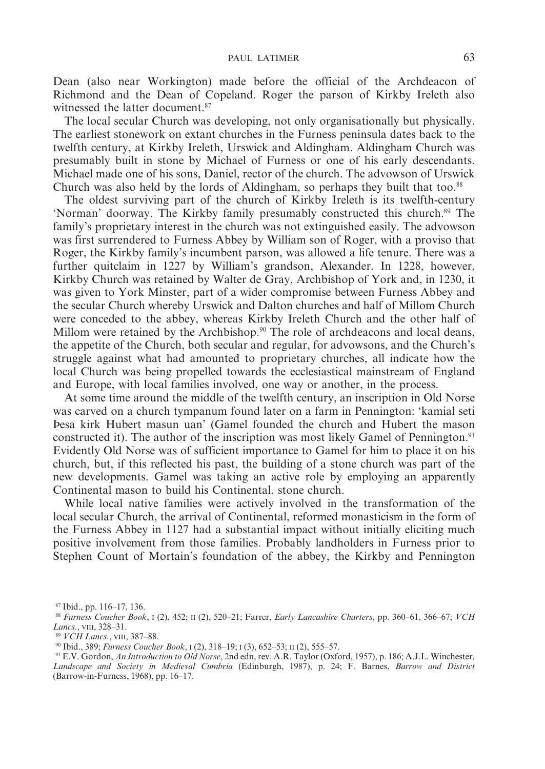Dean (also near Workington) made before the official of the Archdeacon of Richmond and the Dean of Copeland. Roger the parson of Kirkby Ireleth also witnessed the latter document.[87]

The local secular Church was developing, not only organisationally but physically. The earliest stonework on extant churches in the Furness peninsula dates back to the twelfth century, at Kirkby Ireleth, Urswick and Aldingham. Aldingham Church was presumably built in stone by Michael of Furness or one of his early descendants. Michael made one of his sons, Daniel, rector of the church. The advowson of Urswick Church was also held by the lords of Aldingham, so perhaps they built that too.[88]

The oldest surviving part of the church of Kirkby Ireleth is its twelfth-century 'Norman' doorway. The Kirkby family presumably constructed this church.[89] The family's proprietary interest in the church was not extinguished easily. The advowson was first surrendered to Furness Abbey by William son of Roger, with a proviso that Roger, the Kirkby family's incumbent parson, was allowed a life tenure. There was a further quitclaim in 1227 by William's grandson, Alexander. In 1228, however, Kirkby Church was retained by Walter de Gray, Archbishop of York and, in 1230, it was given to York Minster, part of a wider compromise between Furness Abbey and the secular Church whereby Urswick and Dalton churches and half of Millom Church were conceded to the abbey, whereas Kirkby Ireleth Church and the other half of Millom were retained by the Archbishop.[90] The role of archdeacons and local deans, the appetite of the Church, both secular and regular, for advowsons, and the Church's struggle against what had amounted to proprietary churches, all indicate how the local Church was being propelled towards the ecclesiastical mainstream of England and Europe, with local families involved, one way or another, in the process.

At some time around the middle of the twelfth century, an inscription in Old Norse was carved on a church tympanum found later on a farm in Pennington: 'kamial seti Þesa kirk Hubert masun uan' (Gamel founded the church and Hubert the mason constructed it). The author of the inscription was most likely Gamel of Pennington.[91] Evidently Old Norse was of sufficient importance to Gamel for him to place it on his church, but, if this reflected his past, the building of a stone church was part of the new developments. Gamel was taking an active role by employing an apparently Continental mason to build his Continental, stone church.

While local native families were actively involved in the transformation of the local secular Church, the arrival of Continental, reformed monasticism in the form of the Furness Abbey in 1127 had a substantial impact without initially eliciting much positive involvement from those families. Probably landholders in Furness prior to Stephen Count of Mortain's foundation of the abbey, the Kirkby and Pennington

---

[87] Ibid., pp. 116–17, 136.

[88] *Furness Coucher Book*, I (2), 452; II (2), 520–21; Farrer, *Early Lancashire Charters*, pp. 360–61, 366–67; *VCH Lancs.*, VIII, 328–31.

[89] *VCH Lancs.*, VIII, 387–88.

[90] Ibid., 389; *Furness Coucher Book*, I (2), 318–19; I (3), 652–53; II (2), 555–57.

[91] E.V. Gordon, *An Introduction to Old Norse*, 2nd edn, rev. A.R. Taylor (Oxford, 1957), p. 186; A.J.L. Winchester, *Landscape and Society in Medieval Cumbria* (Edinburgh, 1987), p. 24; F. Barnes, *Barrow and District* (Barrow-in-Furness, 1968), pp. 16–17.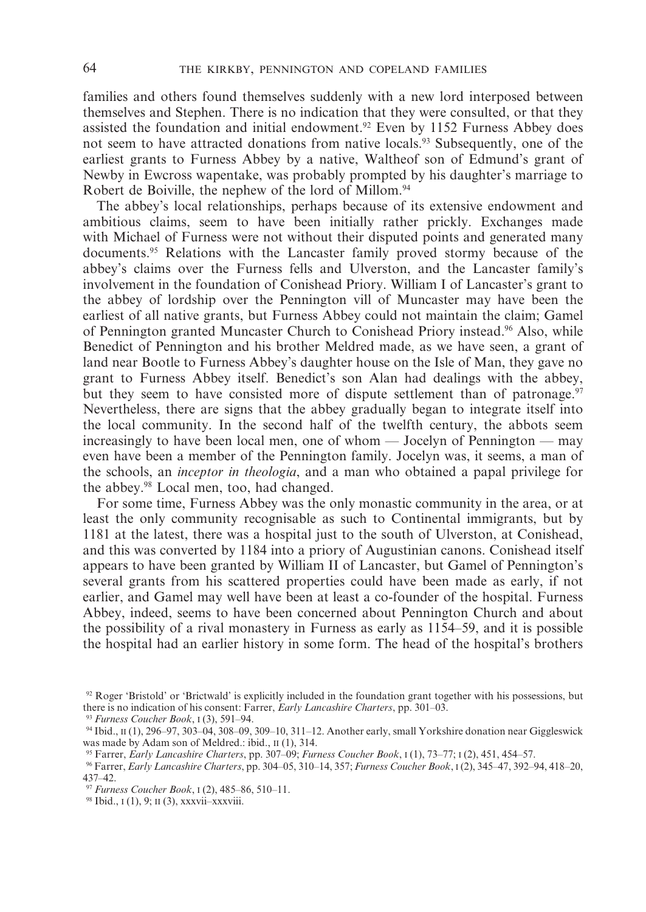families and others found themselves suddenly with a new lord interposed between themselves and Stephen. There is no indication that they were consulted, or that they assisted the foundation and initial endowment.[92] Even by 1152 Furness Abbey does not seem to have attracted donations from native locals.[93] Subsequently, one of the earliest grants to Furness Abbey by a native, Waltheof son of Edmund's grant of Newby in Ewcross wapentake, was probably prompted by his daughter's marriage to Robert de Boiville, the nephew of the lord of Millom.[94]

The abbey's local relationships, perhaps because of its extensive endowment and ambitious claims, seem to have been initially rather prickly. Exchanges made with Michael of Furness were not without their disputed points and generated many documents.[95] Relations with the Lancaster family proved stormy because of the abbey's claims over the Furness fells and Ulverston, and the Lancaster family's involvement in the foundation of Conishead Priory. William I of Lancaster's grant to the abbey of lordship over the Pennington vill of Muncaster may have been the earliest of all native grants, but Furness Abbey could not maintain the claim; Gamel of Pennington granted Muncaster Church to Conishead Priory instead.[96] Also, while Benedict of Pennington and his brother Meldred made, as we have seen, a grant of land near Bootle to Furness Abbey's daughter house on the Isle of Man, they gave no grant to Furness Abbey itself. Benedict's son Alan had dealings with the abbey, but they seem to have consisted more of dispute settlement than of patronage.[97] Nevertheless, there are signs that the abbey gradually began to integrate itself into the local community. In the second half of the twelfth century, the abbots seem increasingly to have been local men, one of whom — Jocelyn of Pennington — may even have been a member of the Pennington family. Jocelyn was, it seems, a man of the schools, an *inceptor in theologia*, and a man who obtained a papal privilege for the abbey.[98] Local men, too, had changed.

For some time, Furness Abbey was the only monastic community in the area, or at least the only community recognisable as such to Continental immigrants, but by 1181 at the latest, there was a hospital just to the south of Ulverston, at Conishead, and this was converted by 1184 into a priory of Augustinian canons. Conishead itself appears to have been granted by William II of Lancaster, but Gamel of Pennington's several grants from his scattered properties could have been made as early, if not earlier, and Gamel may well have been at least a co-founder of the hospital. Furness Abbey, indeed, seems to have been concerned about Pennington Church and about the possibility of a rival monastery in Furness as early as 1154–59, and it is possible the hospital had an earlier history in some form. The head of the hospital's brothers

---

[92] Roger 'Bristold' or 'Brictwald' is explicitly included in the foundation grant together with his possessions, but there is no indication of his consent: Farrer, *Early Lancashire Charters*, pp. 301–03.

[93] *Furness Coucher Book*, I (3), 591–94.

[94] Ibid., II (1), 296–97, 303–04, 308–09, 309–10, 311–12. Another early, small Yorkshire donation near Giggleswick was made by Adam son of Meldred.: ibid., II (1), 314.

[95] Farrer, *Early Lancashire Charters*, pp. 307–09; *Furness Coucher Book*, I (1), 73–77; I (2), 451, 454–57.

[96] Farrer, *Early Lancashire Charters*, pp. 304–05, 310–14, 357; *Furness Coucher Book*, I (2), 345–47, 392–94, 418–20, 437–42.

[97] *Furness Coucher Book*, I (2), 485–86, 510–11.

[98] Ibid., I (1), 9; II (3), xxxvii–xxxviii.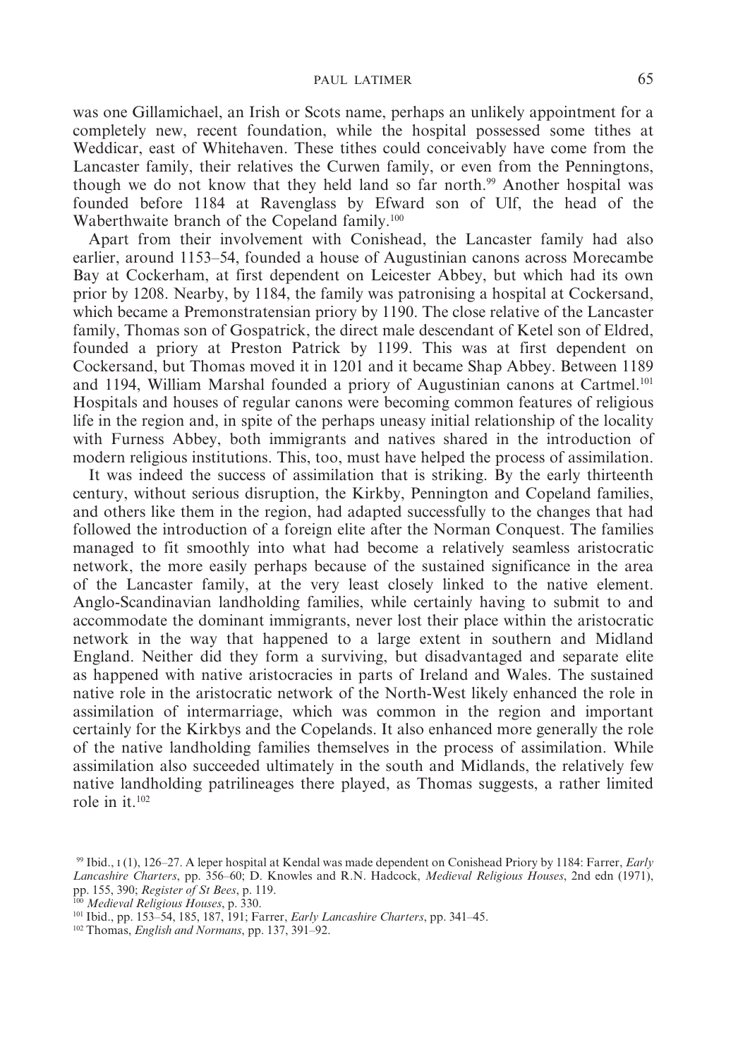was one Gillamichael, an Irish or Scots name, perhaps an unlikely appointment for a completely new, recent foundation, while the hospital possessed some tithes at Weddicar, east of Whitehaven. These tithes could conceivably have come from the Lancaster family, their relatives the Curwen family, or even from the Penningtons, though we do not know that they held land so far north.[99] Another hospital was founded before 1184 at Ravenglass by Efward son of Ulf, the head of the Waberthwaite branch of the Copeland family.[100]

Apart from their involvement with Conishead, the Lancaster family had also earlier, around 1153–54, founded a house of Augustinian canons across Morecambe Bay at Cockerham, at first dependent on Leicester Abbey, but which had its own prior by 1208. Nearby, by 1184, the family was patronising a hospital at Cockersand, which became a Premonstratensian priory by 1190. The close relative of the Lancaster family, Thomas son of Gospatrick, the direct male descendant of Ketel son of Eldred, founded a priory at Preston Patrick by 1199. This was at first dependent on Cockersand, but Thomas moved it in 1201 and it became Shap Abbey. Between 1189 and 1194, William Marshal founded a priory of Augustinian canons at Cartmel.[101] Hospitals and houses of regular canons were becoming common features of religious life in the region and, in spite of the perhaps uneasy initial relationship of the locality with Furness Abbey, both immigrants and natives shared in the introduction of modern religious institutions. This, too, must have helped the process of assimilation.

It was indeed the success of assimilation that is striking. By the early thirteenth century, without serious disruption, the Kirkby, Pennington and Copeland families, and others like them in the region, had adapted successfully to the changes that had followed the introduction of a foreign elite after the Norman Conquest. The families managed to fit smoothly into what had become a relatively seamless aristocratic network, the more easily perhaps because of the sustained significance in the area of the Lancaster family, at the very least closely linked to the native element. Anglo-Scandinavian landholding families, while certainly having to submit to and accommodate the dominant immigrants, never lost their place within the aristocratic network in the way that happened to a large extent in southern and Midland England. Neither did they form a surviving, but disadvantaged and separate elite as happened with native aristocracies in parts of Ireland and Wales. The sustained native role in the aristocratic network of the North-West likely enhanced the role in assimilation of intermarriage, which was common in the region and important certainly for the Kirkbys and the Copelands. It also enhanced more generally the role of the native landholding families themselves in the process of assimilation. While assimilation also succeeded ultimately in the south and Midlands, the relatively few native landholding patrilineages there played, as Thomas suggests, a rather limited role in it.[102]

---

[99] Ibid., I (1), 126–27. A leper hospital at Kendal was made dependent on Conishead Priory by 1184: Farrer, *Early Lancashire Charters*, pp. 356–60; D. Knowles and R.N. Hadcock, *Medieval Religious Houses*, 2nd edn (1971), pp. 155, 390; *Register of St Bees*, p. 119.

[100] *Medieval Religious Houses*, p. 330.

[101] Ibid., pp. 153–54, 185, 187, 191; Farrer, *Early Lancashire Charters*, pp. 341–45.

[102] Thomas, *English and Normans*, pp. 137, 391–92.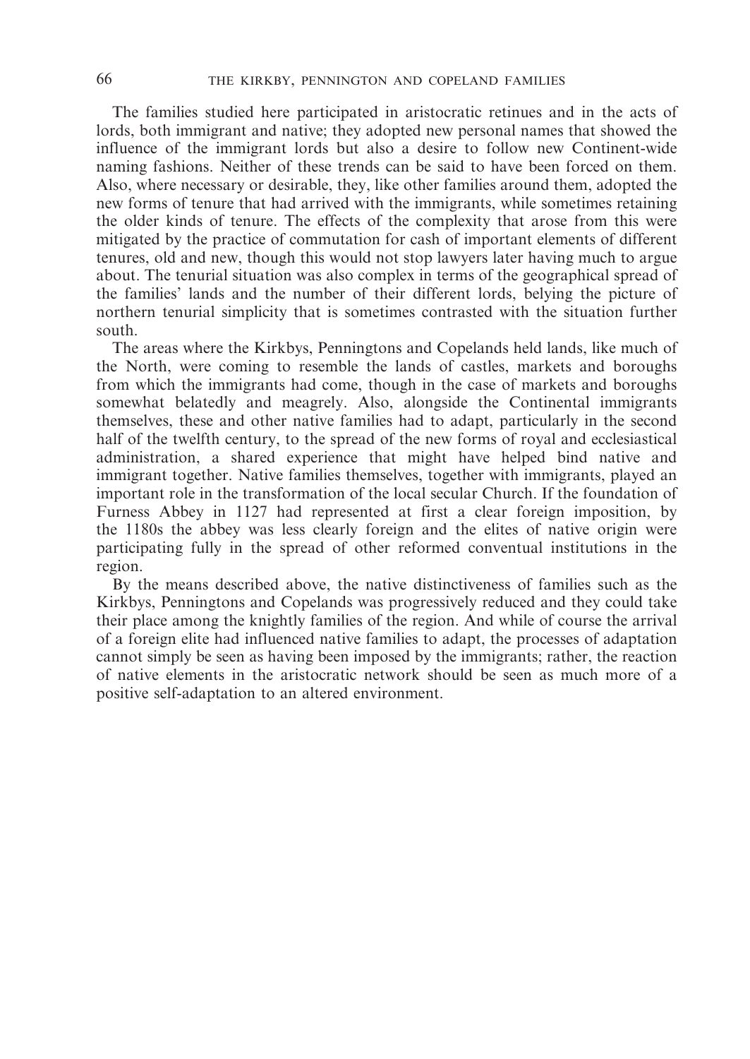The families studied here participated in aristocratic retinues and in the acts of lords, both immigrant and native; they adopted new personal names that showed the influence of the immigrant lords but also a desire to follow new Continent-wide naming fashions. Neither of these trends can be said to have been forced on them. Also, where necessary or desirable, they, like other families around them, adopted the new forms of tenure that had arrived with the immigrants, while sometimes retaining the older kinds of tenure. The effects of the complexity that arose from this were mitigated by the practice of commutation for cash of important elements of different tenures, old and new, though this would not stop lawyers later having much to argue about. The tenurial situation was also complex in terms of the geographical spread of the families' lands and the number of their different lords, belying the picture of northern tenurial simplicity that is sometimes contrasted with the situation further south.

The areas where the Kirkbys, Penningtons and Copelands held lands, like much of the North, were coming to resemble the lands of castles, markets and boroughs from which the immigrants had come, though in the case of markets and boroughs somewhat belatedly and meagrely. Also, alongside the Continental immigrants themselves, these and other native families had to adapt, particularly in the second half of the twelfth century, to the spread of the new forms of royal and ecclesiastical administration, a shared experience that might have helped bind native and immigrant together. Native families themselves, together with immigrants, played an important role in the transformation of the local secular Church. If the foundation of Furness Abbey in 1127 had represented at first a clear foreign imposition, by the 1180s the abbey was less clearly foreign and the elites of native origin were participating fully in the spread of other reformed conventual institutions in the region.

By the means described above, the native distinctiveness of families such as the Kirkbys, Penningtons and Copelands was progressively reduced and they could take their place among the knightly families of the region. And while of course the arrival of a foreign elite had influenced native families to adapt, the processes of adaptation cannot simply be seen as having been imposed by the immigrants; rather, the reaction of native elements in the aristocratic network should be seen as much more of a positive self-adaptation to an altered environment.